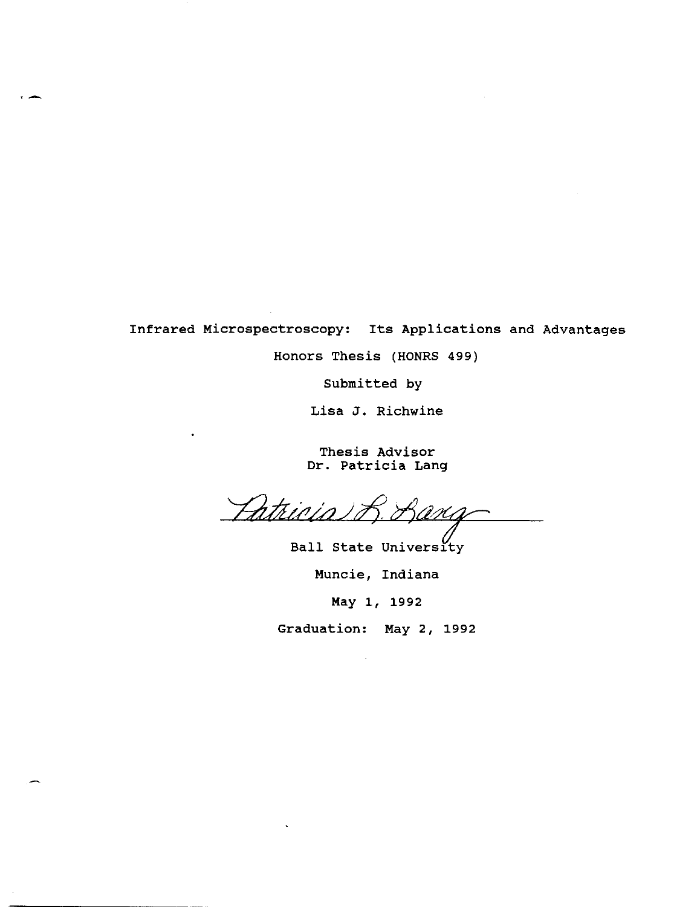# Infrared Microspectroscopy: Its Applications and Advantages

Honors Thesis (HONRS 499)

Submitted by

Lisa J. Richwine

Thesis Advisor
Dr. Patricia Lang

Patricia L. Lang

Ball State University

Muncie, Indiana

May 1, 1992

Graduation: May 2, 1992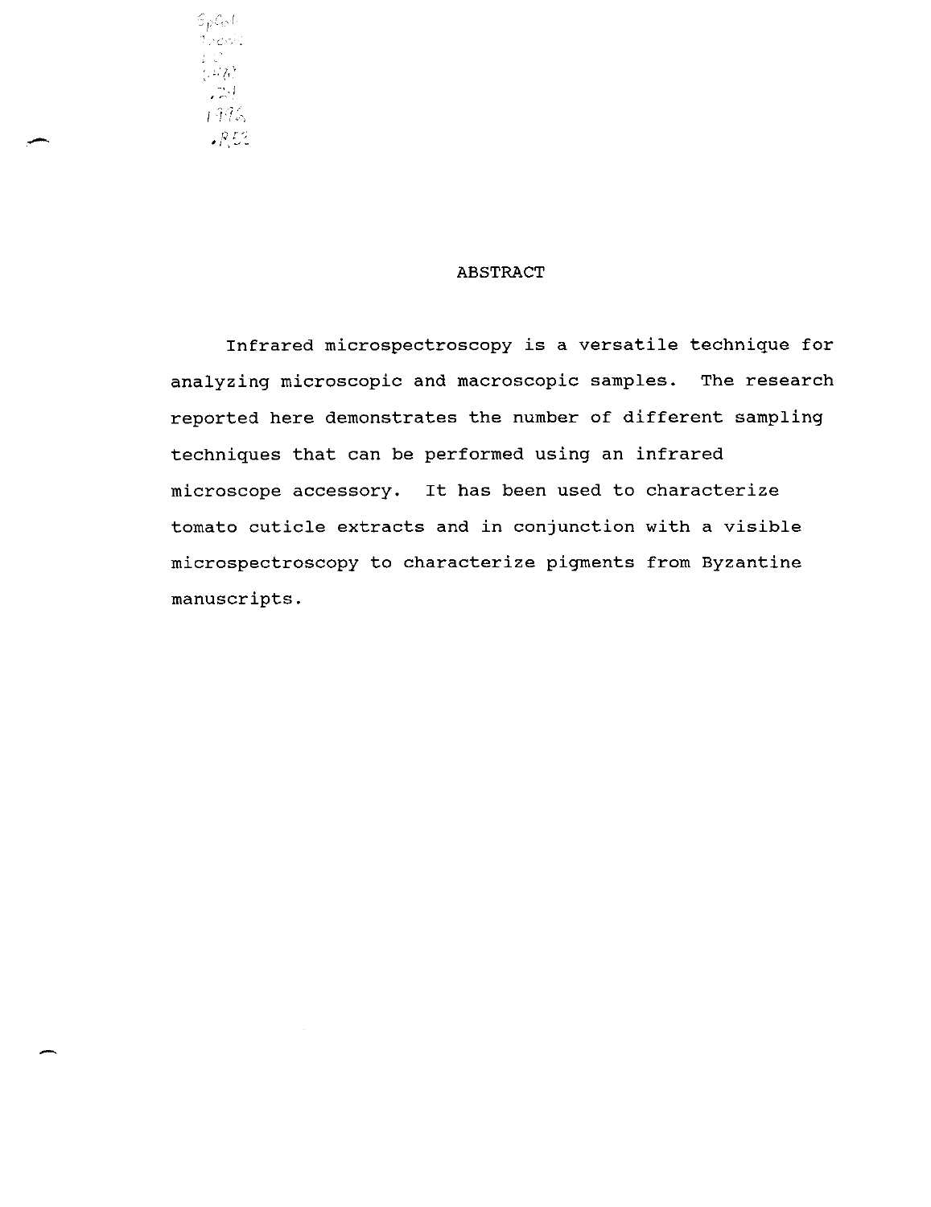# ABSTRACT

Infrared microspectroscopy is a versatile technique for analyzing microscopic and macroscopic samples. The research reported here demonstrates the number of different sampling techniques that can be performed using an infrared microscope accessory. It has been used to characterize tomato cuticle extracts and in conjunction with a visible microspectroscopy to characterize pigments from Byzantine manuscripts.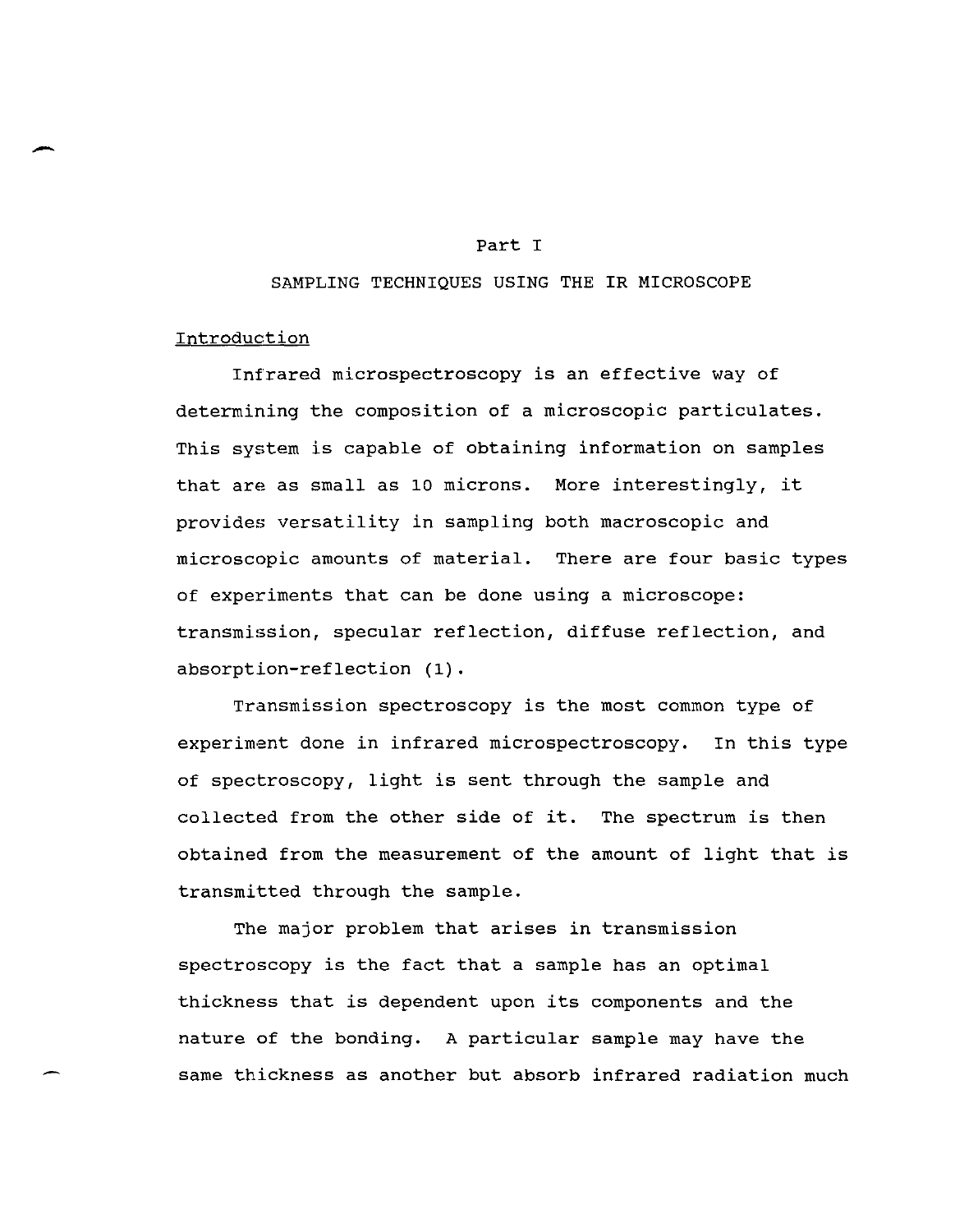# Part I

## SAMPLING TECHNIQUES USING THE IR MICROSCOPE

### Introduction

Infrared microspectroscopy is an effective way of determining the composition of a microscopic particulates. This system is capable of obtaining information on samples that are as small as 10 microns. More interestingly, it provides versatility in sampling both macroscopic and microscopic amounts of material. There are four basic types of experiments that can be done using a microscope: transmission, specular reflection, diffuse reflection, and absorption-reflection (1).

Transmission spectroscopy is the most common type of experiment done in infrared microspectroscopy. In this type of spectroscopy, light is sent through the sample and collected from the other side of it. The spectrum is then obtained from the measurement of the amount of light that is transmitted through the sample.

The major problem that arises in transmission spectroscopy is the fact that a sample has an optimal thickness that is dependent upon its components and the nature of the bonding. A particular sample may have the same thickness as another but absorb infrared radiation much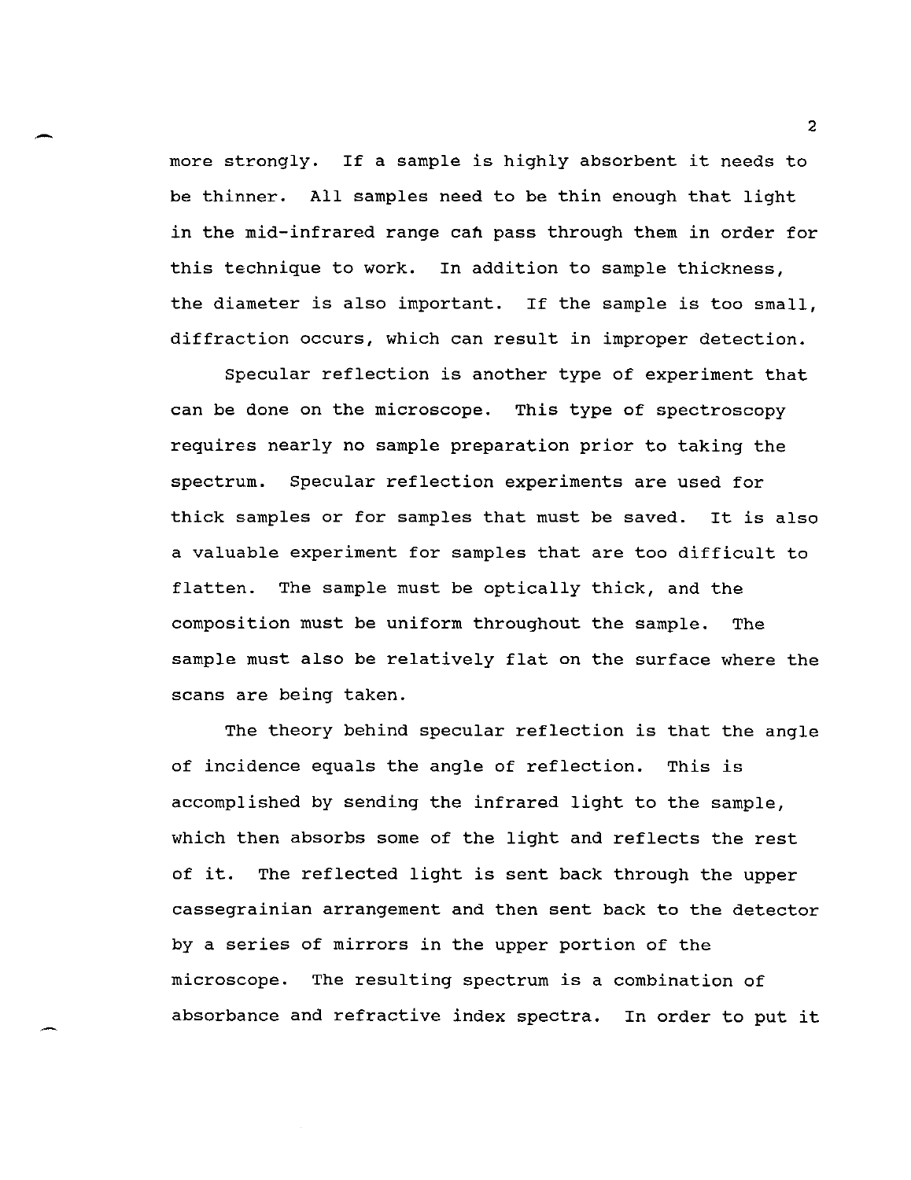more strongly. If a sample is highly absorbent it needs to be thinner. All samples need to be thin enough that light in the mid-infrared range can pass through them in order for this technique to work. In addition to sample thickness, the diameter is also important. If the sample is too small, diffraction occurs, which can result in improper detection.

Specular reflection is another type of experiment that can be done on the microscope. This type of spectroscopy requires nearly no sample preparation prior to taking the spectrum. Specular reflection experiments are used for thick samples or for samples that must be saved. It is also a valuable experiment for samples that are too difficult to flatten. The sample must be optically thick, and the composition must be uniform throughout the sample. The sample must also be relatively flat on the surface where the scans are being taken.

The theory behind specular reflection is that the angle of incidence equals the angle of reflection. This is accomplished by sending the infrared light to the sample, which then absorbs some of the light and reflects the rest of it. The reflected light is sent back through the upper cassegrainian arrangement and then sent back to the detector by a series of mirrors in the upper portion of the microscope. The resulting spectrum is a combination of absorbance and refractive index spectra. In order to put it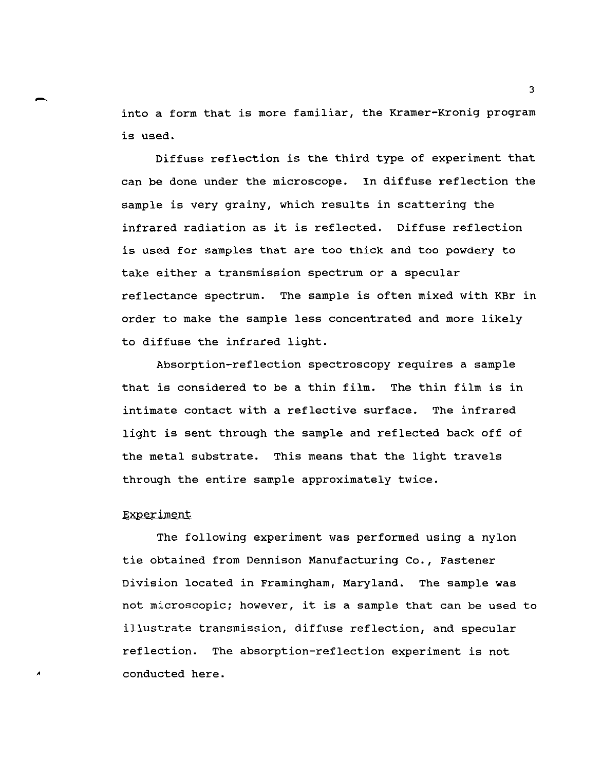into a form that is more familiar, the Kramer-Kronig program is used.

Diffuse reflection is the third type of experiment that can be done under the microscope. In diffuse reflection the sample is very grainy, which results in scattering the infrared radiation as it is reflected. Diffuse reflection is used for samples that are too thick and too powdery to take either a transmission spectrum or a specular reflectance spectrum. The sample is often mixed with KBr in order to make the sample less concentrated and more likely to diffuse the infrared light.

Absorption-reflection spectroscopy requires a sample that is considered to be a thin film. The thin film is in intimate contact with a reflective surface. The infrared light is sent through the sample and reflected back off of the metal substrate. This means that the light travels through the entire sample approximately twice.

## Experiment

The following experiment was performed using a nylon tie obtained from Dennison Manufacturing Co., Fastener Division located in Framingham, Maryland. The sample was not microscopic; however, it is a sample that can be used to illustrate transmission, diffuse reflection, and specular reflection. The absorption-reflection experiment is not conducted here.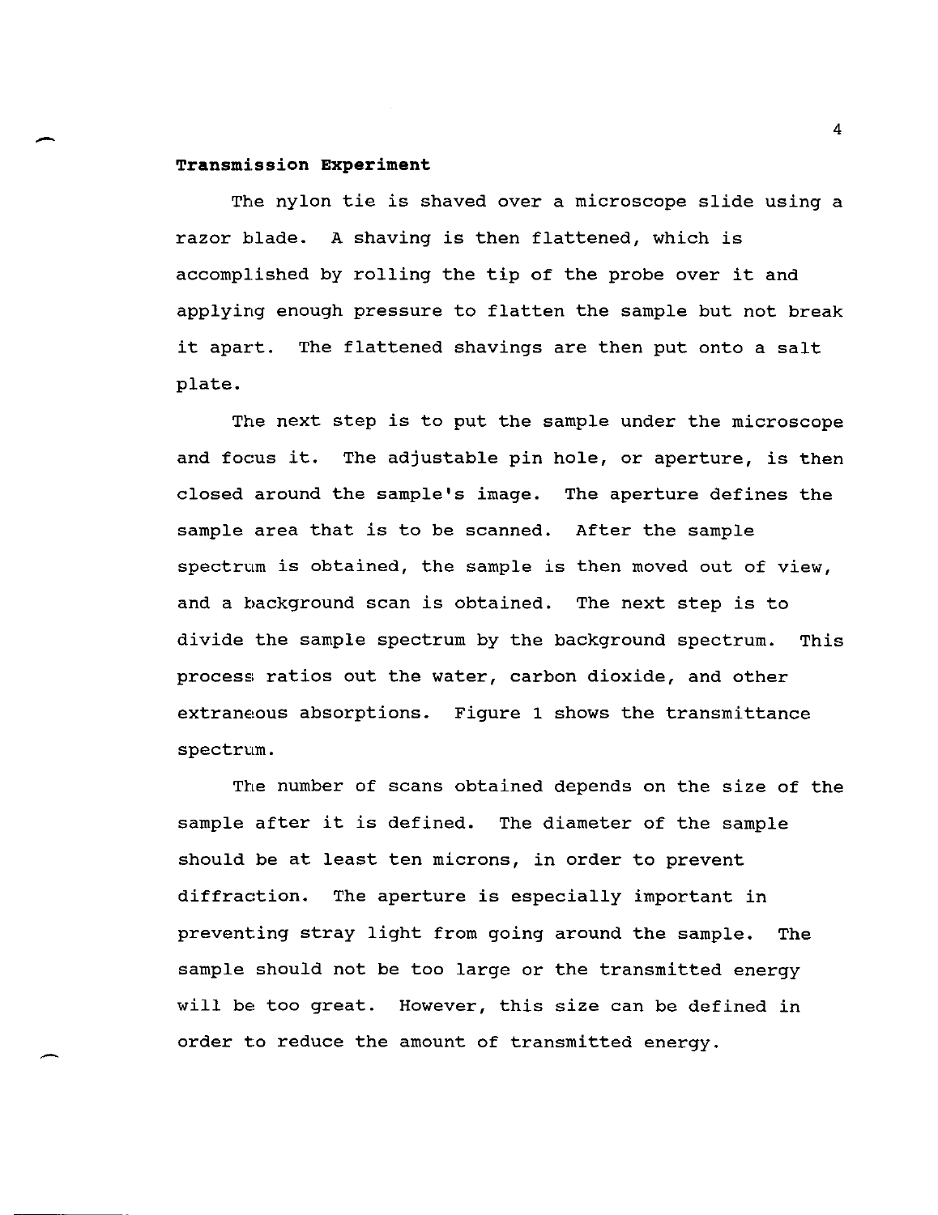**Transmission Experiment**

The nylon tie is shaved over a microscope slide using a razor blade. A shaving is then flattened, which is accomplished by rolling the tip of the probe over it and applying enough pressure to flatten the sample but not break it apart. The flattened shavings are then put onto a salt plate.

The next step is to put the sample under the microscope and focus it. The adjustable pin hole, or aperture, is then closed around the sample's image. The aperture defines the sample area that is to be scanned. After the sample spectrum is obtained, the sample is then moved out of view, and a background scan is obtained. The next step is to divide the sample spectrum by the background spectrum. This process ratios out the water, carbon dioxide, and other extraneous absorptions. Figure 1 shows the transmittance spectrum.

The number of scans obtained depends on the size of the sample after it is defined. The diameter of the sample should be at least ten microns, in order to prevent diffraction. The aperture is especially important in preventing stray light from going around the sample. The sample should not be too large or the transmitted energy will be too great. However, this size can be defined in order to reduce the amount of transmitted energy.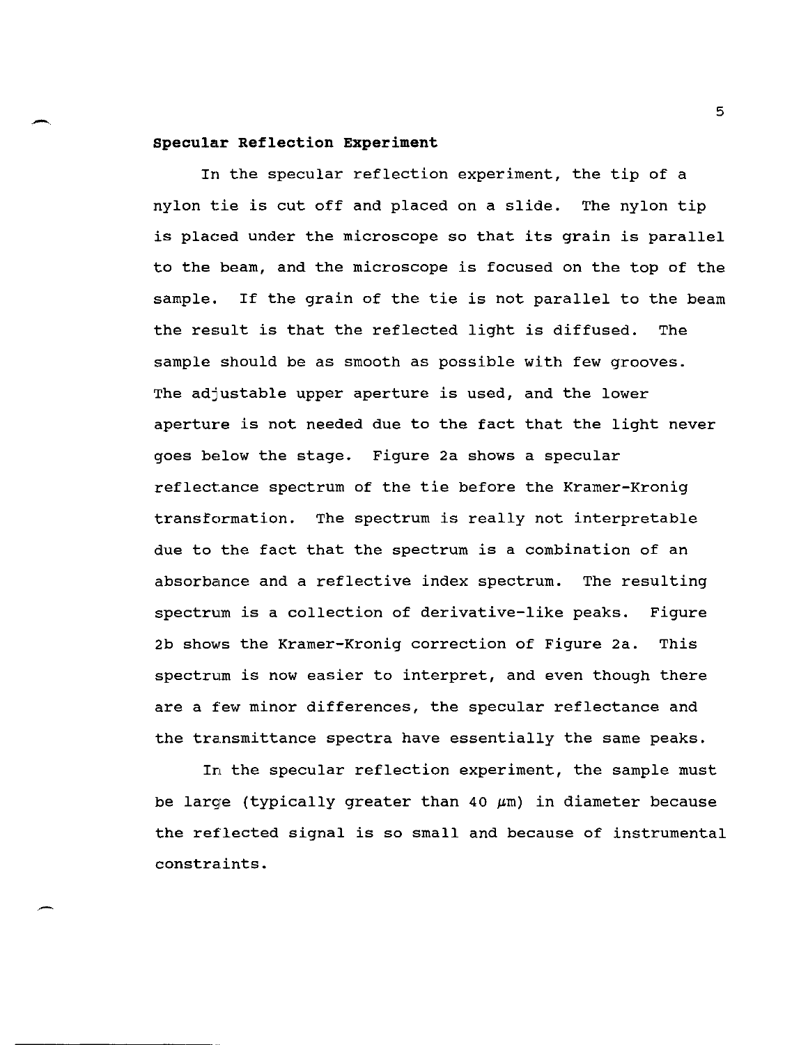**Specular Reflection Experiment**

In the specular reflection experiment, the tip of a nylon tie is cut off and placed on a slide. The nylon tip is placed under the microscope so that its grain is parallel to the beam, and the microscope is focused on the top of the sample. If the grain of the tie is not parallel to the beam the result is that the reflected light is diffused. The sample should be as smooth as possible with few grooves. The adjustable upper aperture is used, and the lower aperture is not needed due to the fact that the light never goes below the stage. Figure 2a shows a specular reflectance spectrum of the tie before the Kramer-Kronig transformation. The spectrum is really not interpretable due to the fact that the spectrum is a combination of an absorbance and a reflective index spectrum. The resulting spectrum is a collection of derivative-like peaks. Figure 2b shows the Kramer-Kronig correction of Figure 2a. This spectrum is now easier to interpret, and even though there are a few minor differences, the specular reflectance and the transmittance spectra have essentially the same peaks.

In the specular reflection experiment, the sample must be large (typically greater than 40 $\mu$m) in diameter because the reflected signal is so small and because of instrumental constraints.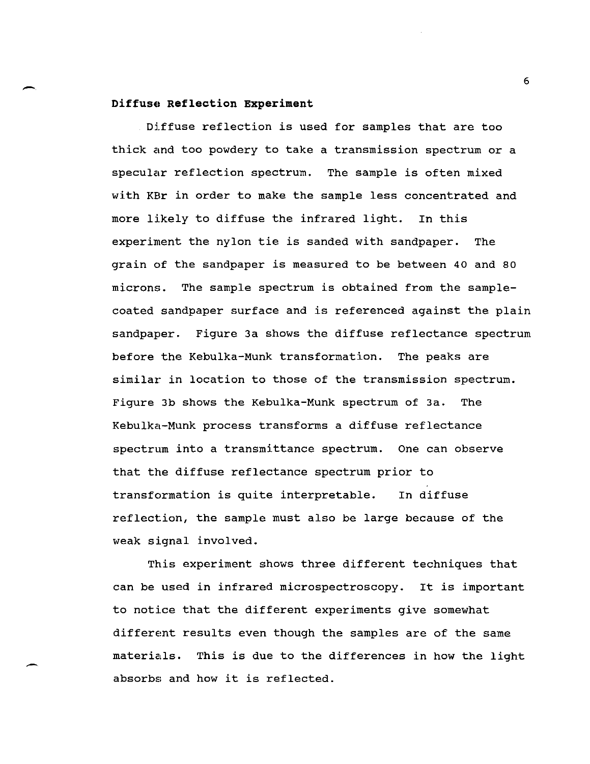**Diffuse Reflection Experiment**

Diffuse reflection is used for samples that are too thick and too powdery to take a transmission spectrum or a specular reflection spectrum. The sample is often mixed with KBr in order to make the sample less concentrated and more likely to diffuse the infrared light. In this experiment the nylon tie is sanded with sandpaper. The grain of the sandpaper is measured to be between 40 and 80 microns. The sample spectrum is obtained from the sample-coated sandpaper surface and is referenced against the plain sandpaper. Figure 3a shows the diffuse reflectance spectrum before the Kebulka-Munk transformation. The peaks are similar in location to those of the transmission spectrum. Figure 3b shows the Kebulka-Munk spectrum of 3a. The Kebulka-Munk process transforms a diffuse reflectance spectrum into a transmittance spectrum. One can observe that the diffuse reflectance spectrum prior to transformation is quite interpretable. In diffuse reflection, the sample must also be large because of the weak signal involved.

This experiment shows three different techniques that can be used in infrared microspectroscopy. It is important to notice that the different experiments give somewhat different results even though the samples are of the same materials. This is due to the differences in how the light absorbs and how it is reflected.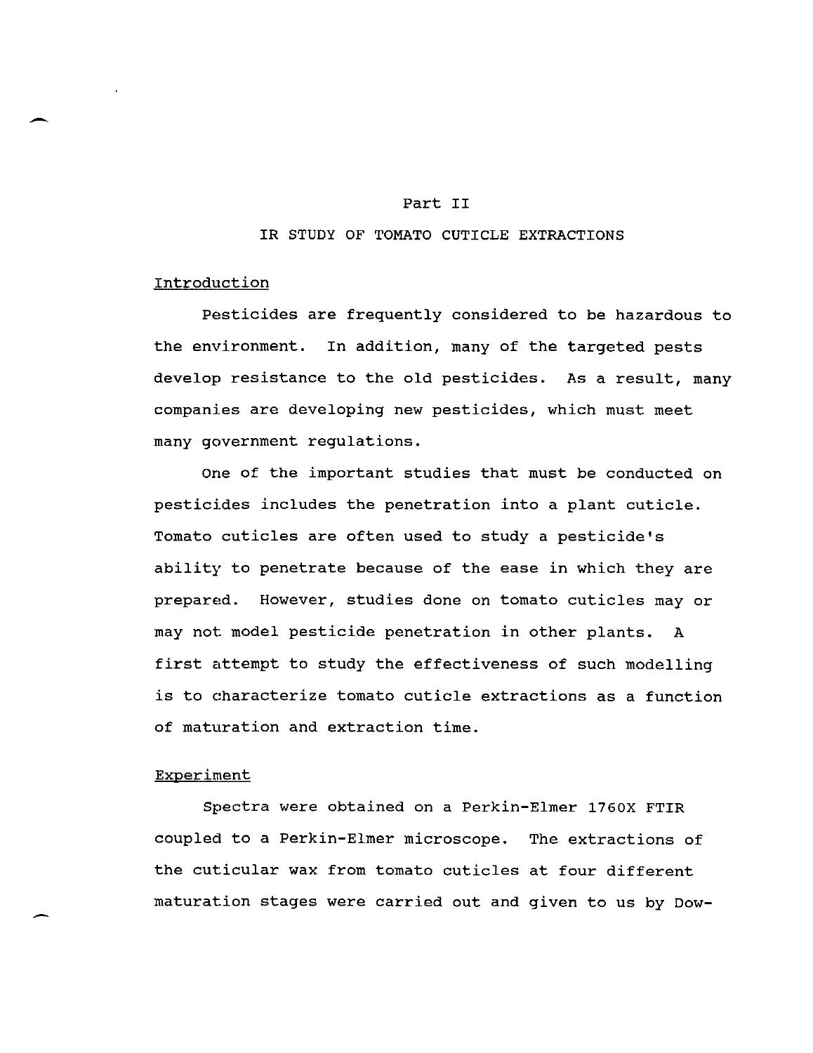# Part II

## IR STUDY OF TOMATO CUTICLE EXTRACTIONS

### Introduction

Pesticides are frequently considered to be hazardous to the environment. In addition, many of the targeted pests develop resistance to the old pesticides. As a result, many companies are developing new pesticides, which must meet many government regulations.

One of the important studies that must be conducted on pesticides includes the penetration into a plant cuticle. Tomato cuticles are often used to study a pesticide's ability to penetrate because of the ease in which they are prepared. However, studies done on tomato cuticles may or may not model pesticide penetration in other plants. A first attempt to study the effectiveness of such modelling is to characterize tomato cuticle extractions as a function of maturation and extraction time.

### Experiment

Spectra were obtained on a Perkin-Elmer 1760X FTIR coupled to a Perkin-Elmer microscope. The extractions of the cuticular wax from tomato cuticles at four different maturation stages were carried out and given to us by Dow-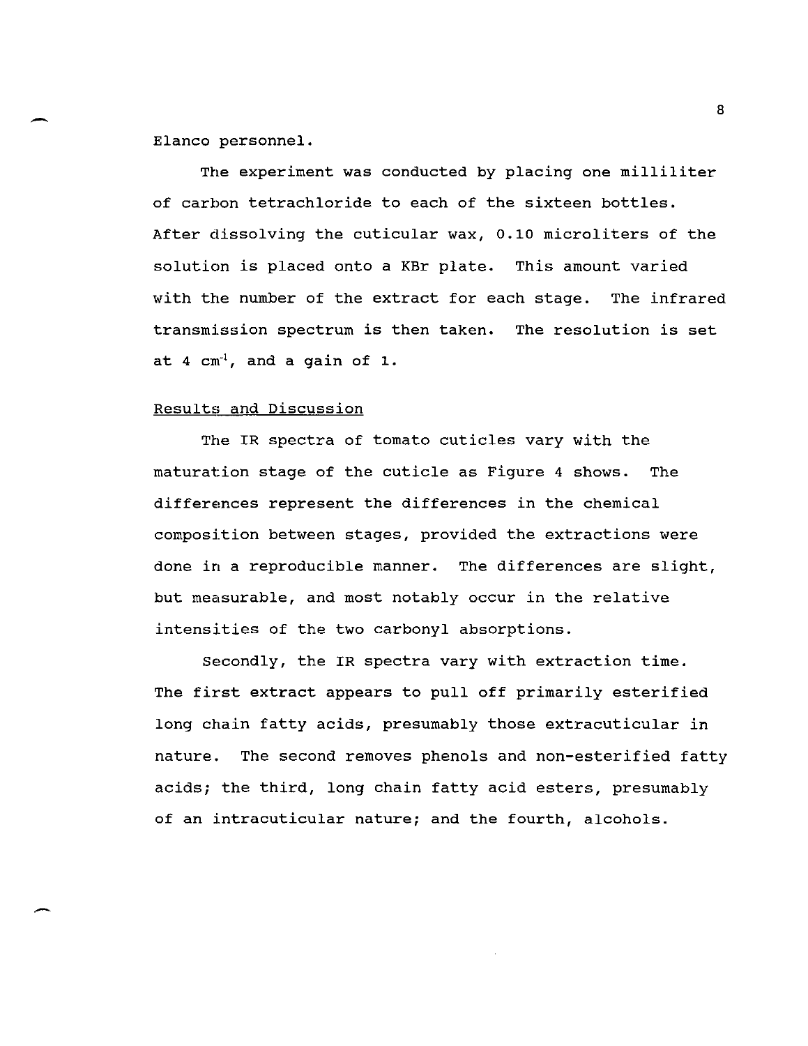Elanco personnel.

The experiment was conducted by placing one milliliter of carbon tetrachloride to each of the sixteen bottles. After dissolving the cuticular wax, 0.10 microliters of the solution is placed onto a KBr plate. This amount varied with the number of the extract for each stage. The infrared transmission spectrum is then taken. The resolution is set at 4 $cm^{-1}$, and a gain of 1.

## Results and Discussion

The IR spectra of tomato cuticles vary with the maturation stage of the cuticle as Figure 4 shows. The differences represent the differences in the chemical composition between stages, provided the extractions were done in a reproducible manner. The differences are slight, but measurable, and most notably occur in the relative intensities of the two carbonyl absorptions.

Secondly, the IR spectra vary with extraction time. The first extract appears to pull off primarily esterified long chain fatty acids, presumably those extracuticular in nature. The second removes phenols and non-esterified fatty acids; the third, long chain fatty acid esters, presumably of an intracuticular nature; and the fourth, alcohols.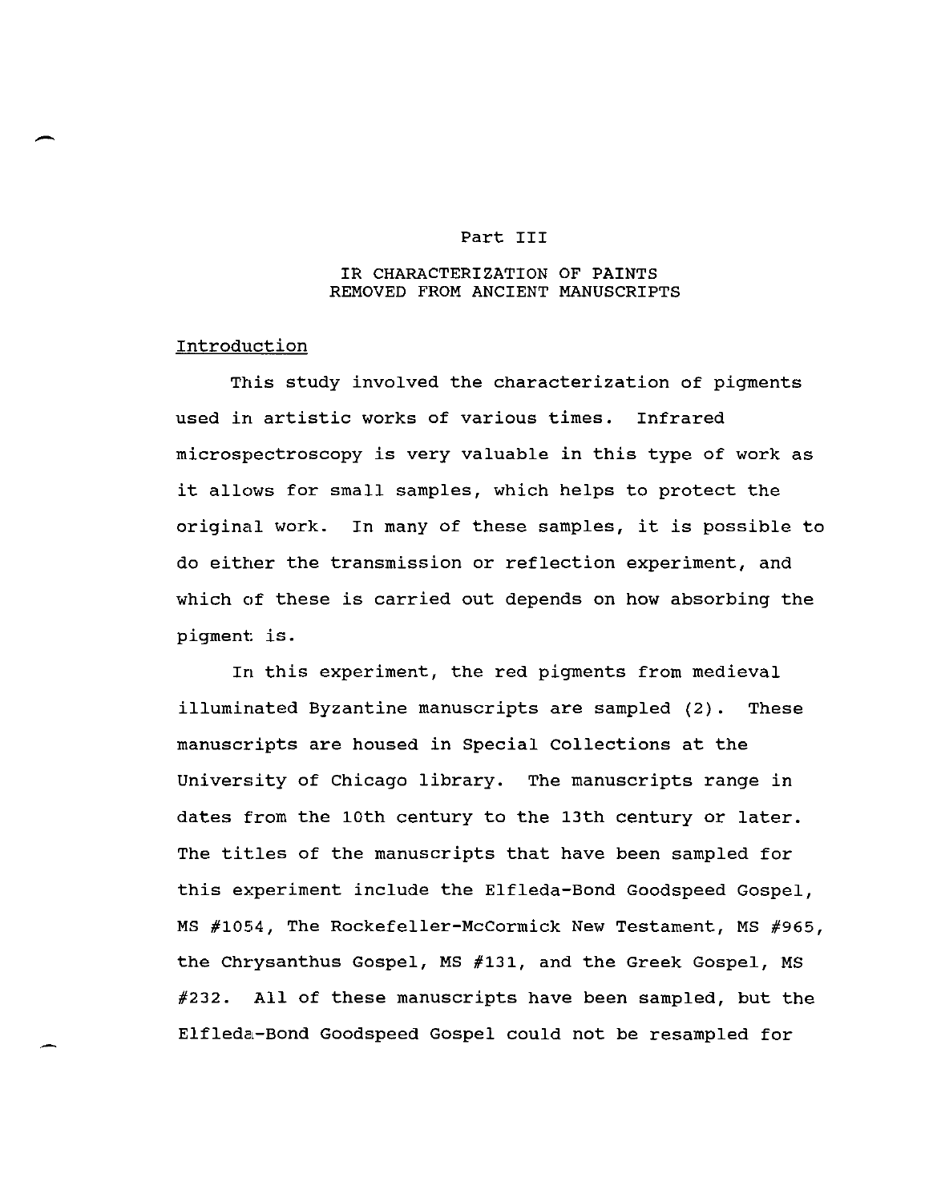## Part III

## IR CHARACTERIZATION OF PAINTS REMOVED FROM ANCIENT MANUSCRIPTS

### Introduction

This study involved the characterization of pigments used in artistic works of various times. Infrared microspectroscopy is very valuable in this type of work as it allows for small samples, which helps to protect the original work. In many of these samples, it is possible to do either the transmission or reflection experiment, and which of these is carried out depends on how absorbing the pigment is.

In this experiment, the red pigments from medieval illuminated Byzantine manuscripts are sampled (2). These manuscripts are housed in Special Collections at the University of Chicago library. The manuscripts range in dates from the 10th century to the 13th century or later. The titles of the manuscripts that have been sampled for this experiment include the Elfleda-Bond Goodspeed Gospel, MS #1054, The Rockefeller-McCormick New Testament, MS #965, the Chrysanthus Gospel, MS #131, and the Greek Gospel, MS #232. All of these manuscripts have been sampled, but the Elfleda-Bond Goodspeed Gospel could not be resampled for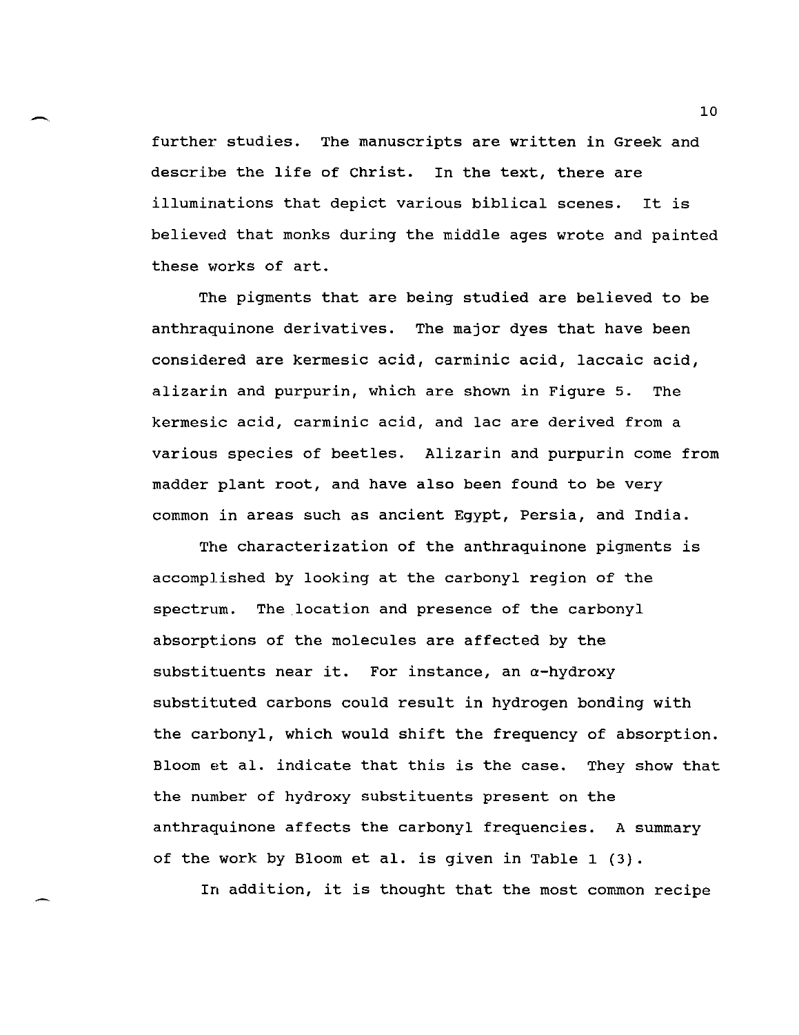further studies. The manuscripts are written in Greek and describe the life of Christ. In the text, there are illuminations that depict various biblical scenes. It is believed that monks during the middle ages wrote and painted these works of art.

The pigments that are being studied are believed to be anthraquinone derivatives. The major dyes that have been considered are kermesic acid, carminic acid, laccaic acid, alizarin and purpurin, which are shown in Figure 5. The kermesic acid, carminic acid, and lac are derived from a various species of beetles. Alizarin and purpurin come from madder plant root, and have also been found to be very common in areas such as ancient Egypt, Persia, and India.

The characterization of the anthraquinone pigments is accomplished by looking at the carbonyl region of the spectrum. The location and presence of the carbonyl absorptions of the molecules are affected by the substituents near it. For instance, an $\alpha$-hydroxy substituted carbons could result in hydrogen bonding with the carbonyl, which would shift the frequency of absorption. Bloom et al. indicate that this is the case. They show that the number of hydroxy substituents present on the anthraquinone affects the carbonyl frequencies. A summary of the work by Bloom et al. is given in Table 1 (3).

In addition, it is thought that the most common recipe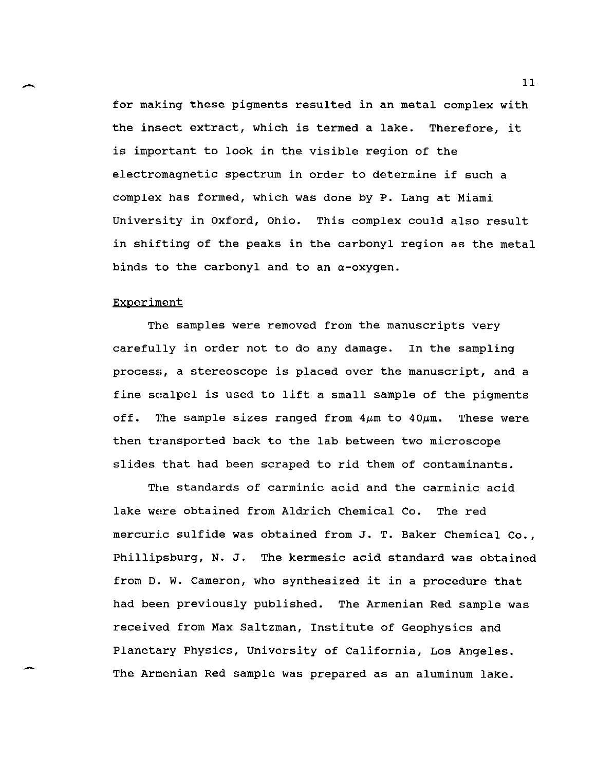for making these pigments resulted in an metal complex with the insect extract, which is termed a lake. Therefore, it is important to look in the visible region of the electromagnetic spectrum in order to determine if such a complex has formed, which was done by P. Lang at Miami University in Oxford, Ohio. This complex could also result in shifting of the peaks in the carbonyl region as the metal binds to the carbonyl and to an α-oxygen.

## Experiment

The samples were removed from the manuscripts very carefully in order not to do any damage. In the sampling process, a stereoscope is placed over the manuscript, and a fine scalpel is used to lift a small sample of the pigments off. The sample sizes ranged from 4μm to 40μm. These were then transported back to the lab between two microscope slides that had been scraped to rid them of contaminants.

The standards of carminic acid and the carminic acid lake were obtained from Aldrich Chemical Co. The red mercuric sulfide was obtained from J. T. Baker Chemical Co., Phillipsburg, N. J. The kermesic acid standard was obtained from D. W. Cameron, who synthesized it in a procedure that had been previously published. The Armenian Red sample was received from Max Saltzman, Institute of Geophysics and Planetary Physics, University of California, Los Angeles. The Armenian Red sample was prepared as an aluminum lake.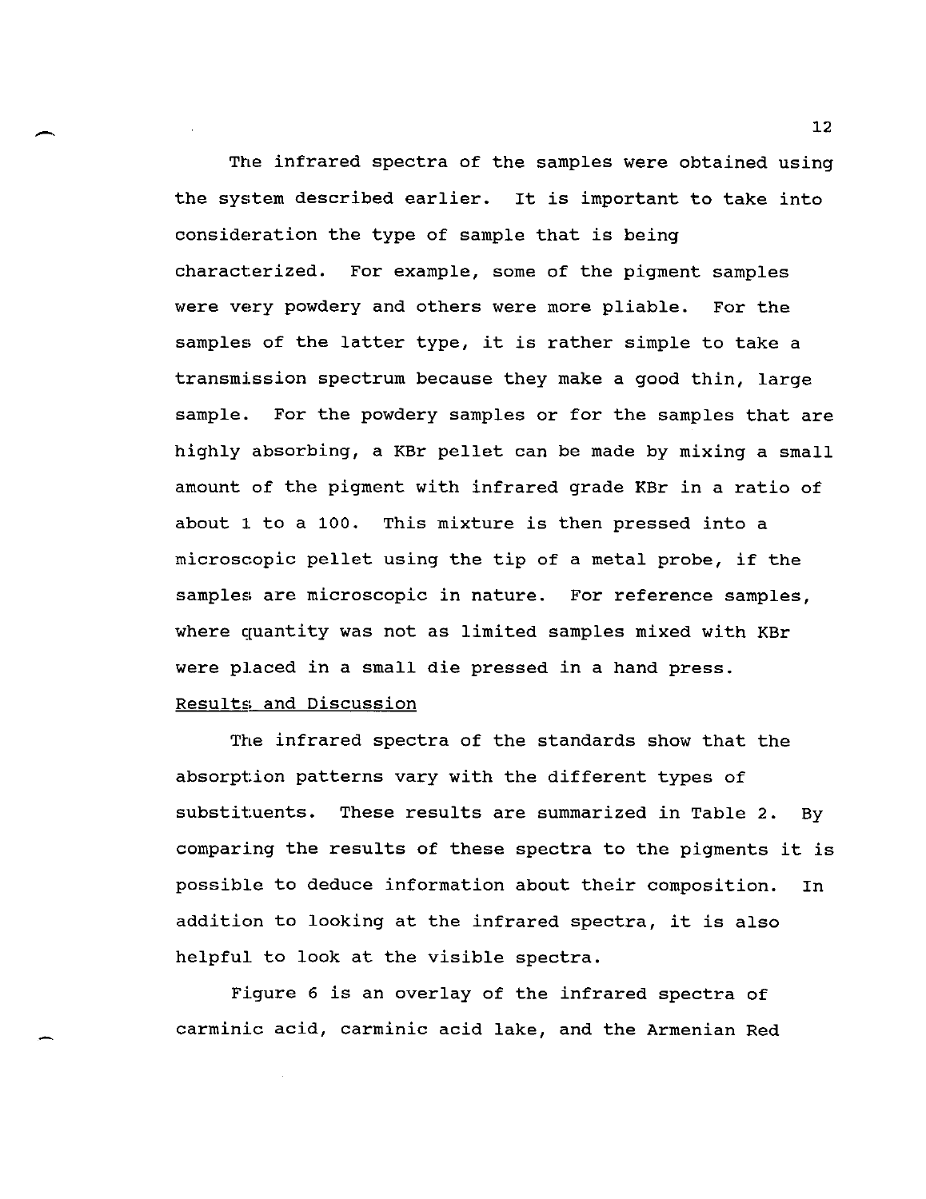The infrared spectra of the samples were obtained using the system described earlier. It is important to take into consideration the type of sample that is being characterized. For example, some of the pigment samples were very powdery and others were more pliable. For the samples of the latter type, it is rather simple to take a transmission spectrum because they make a good thin, large sample. For the powdery samples or for the samples that are highly absorbing, a KBr pellet can be made by mixing a small amount of the pigment with infrared grade KBr in a ratio of about 1 to a 100. This mixture is then pressed into a microscopic pellet using the tip of a metal probe, if the samples are microscopic in nature. For reference samples, where quantity was not as limited samples mixed with KBr were placed in a small die pressed in a hand press.

## Results and Discussion

The infrared spectra of the standards show that the absorption patterns vary with the different types of substituents. These results are summarized in Table 2. By comparing the results of these spectra to the pigments it is possible to deduce information about their composition. In addition to looking at the infrared spectra, it is also helpful to look at the visible spectra.

Figure 6 is an overlay of the infrared spectra of carminic acid, carminic acid lake, and the Armenian Red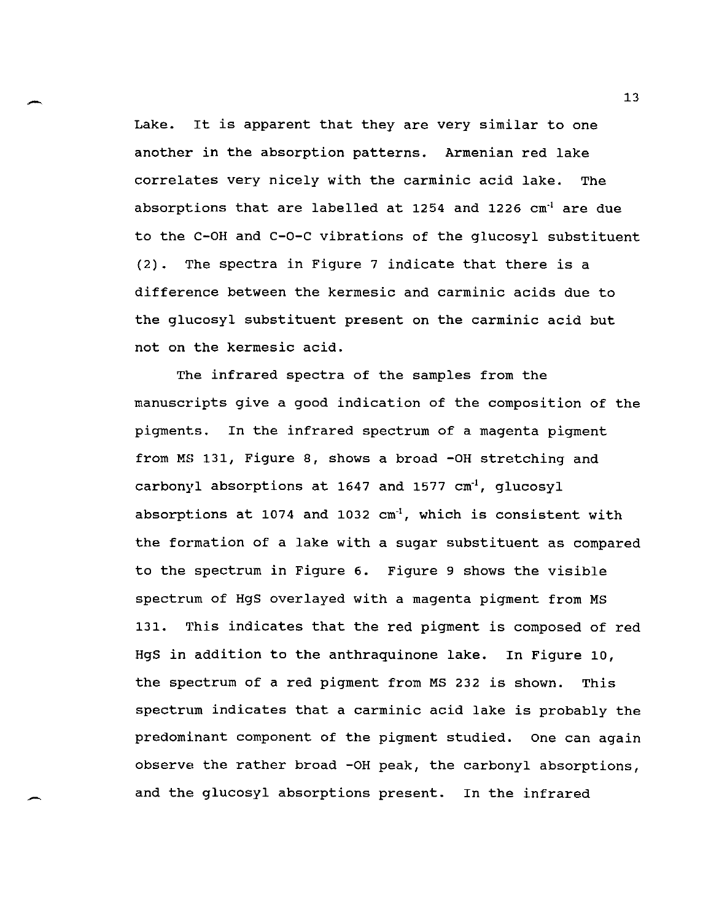Lake. It is apparent that they are very similar to one another in the absorption patterns. Armenian red lake correlates very nicely with the carminic acid lake. The absorptions that are labelled at 1254 and 1226 $cm^{-1}$ are due to the C-OH and C-O-C vibrations of the glucosyl substituent (2). The spectra in Figure 7 indicate that there is a difference between the kermesic and carminic acids due to the glucosyl substituent present on the carminic acid but not on the kermesic acid.

The infrared spectra of the samples from the manuscripts give a good indication of the composition of the pigments. In the infrared spectrum of a magenta pigment from MS 131, Figure 8, shows a broad -OH stretching and carbonyl absorptions at 1647 and 1577 $cm^{-1}$, glucosyl absorptions at 1074 and 1032 $cm^{-1}$, which is consistent with the formation of a lake with a sugar substituent as compared to the spectrum in Figure 6. Figure 9 shows the visible spectrum of HgS overlayed with a magenta pigment from MS 131. This indicates that the red pigment is composed of red HgS in addition to the anthraquinone lake. In Figure 10, the spectrum of a red pigment from MS 232 is shown. This spectrum indicates that a carminic acid lake is probably the predominant component of the pigment studied. One can again observe the rather broad -OH peak, the carbonyl absorptions, and the glucosyl absorptions present. In the infrared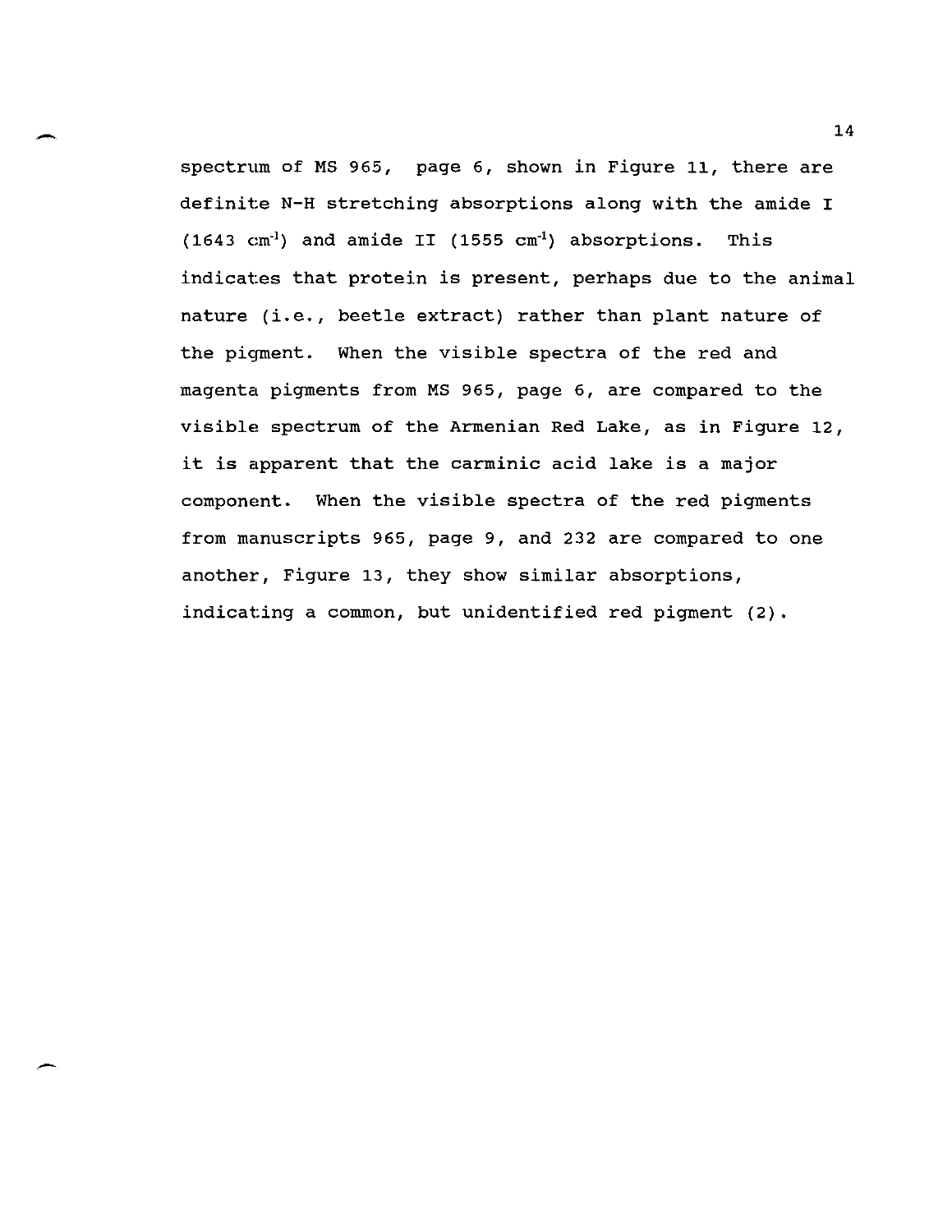spectrum of MS 965, page 6, shown in Figure 11, there are definite N-H stretching absorptions along with the amide I (1643 $cm^{-1}$) and amide II (1555 $cm^{-1}$) absorptions. This indicates that protein is present, perhaps due to the animal nature (i.e., beetle extract) rather than plant nature of the pigment. When the visible spectra of the red and magenta pigments from MS 965, page 6, are compared to the visible spectrum of the Armenian Red Lake, as in Figure 12, it is apparent that the carminic acid lake is a major component. When the visible spectra of the red pigments from manuscripts 965, page 9, and 232 are compared to one another, Figure 13, they show similar absorptions, indicating a common, but unidentified red pigment (2).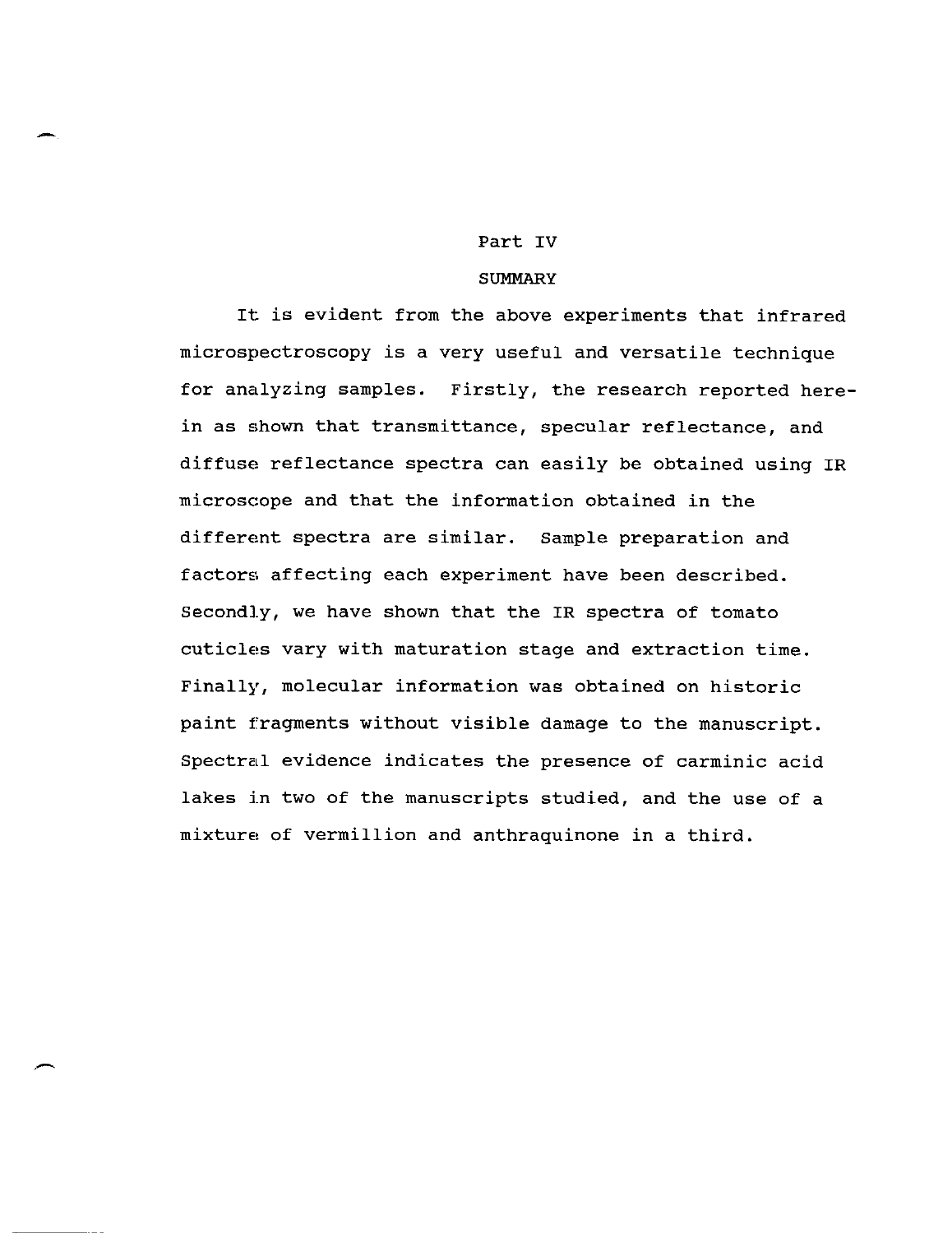# Part IV

## SUMMARY

It is evident from the above experiments that infrared microspectroscopy is a very useful and versatile technique for analyzing samples. Firstly, the research reported herein as shown that transmittance, specular reflectance, and diffuse reflectance spectra can easily be obtained using IR microscope and that the information obtained in the different spectra are similar. Sample preparation and factors affecting each experiment have been described. Secondly, we have shown that the IR spectra of tomato cuticles vary with maturation stage and extraction time. Finally, molecular information was obtained on historic paint fragments without visible damage to the manuscript. Spectral evidence indicates the presence of carminic acid lakes in two of the manuscripts studied, and the use of a mixture of vermillion and anthraquinone in a third.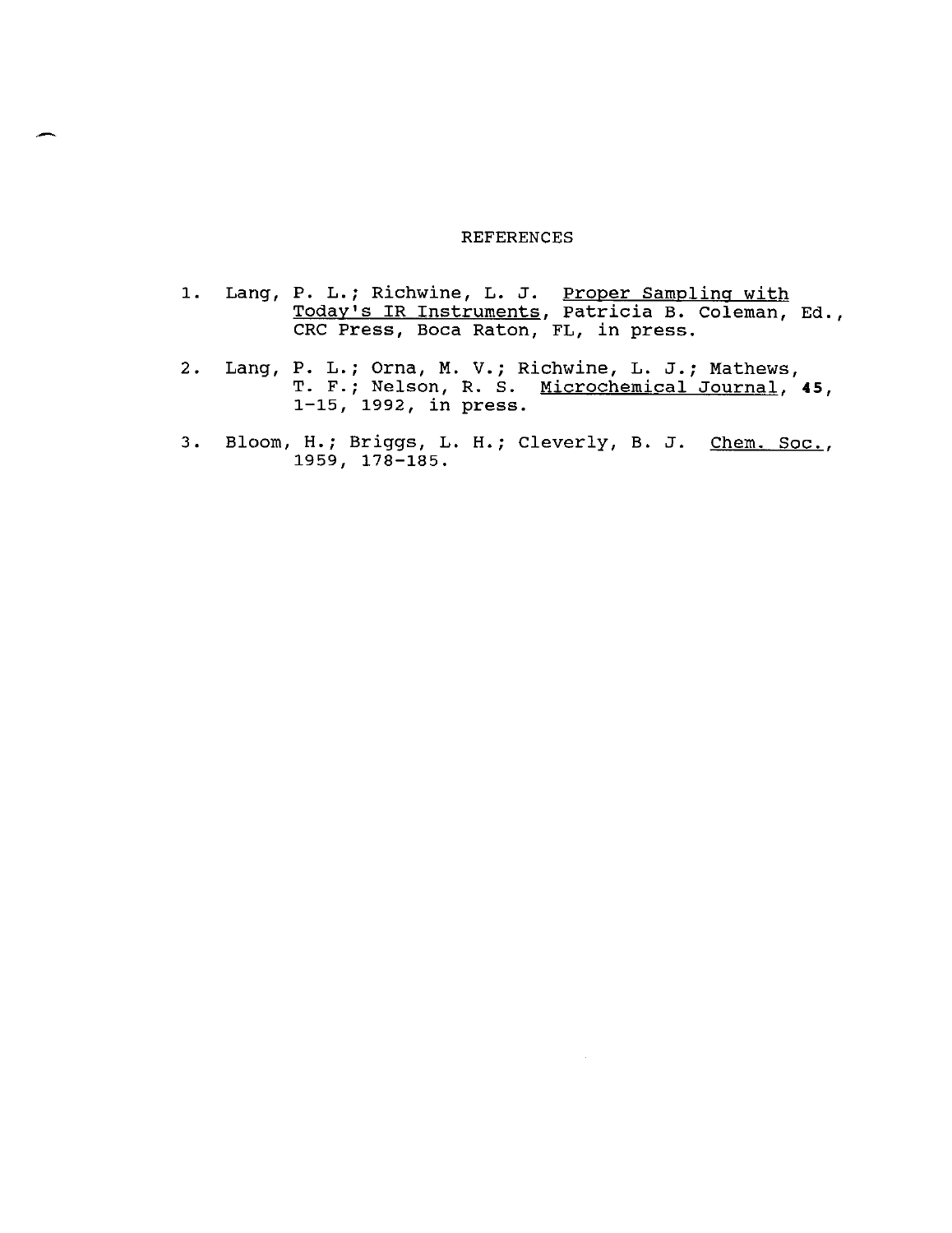## REFERENCES

1. Lang, P. L.; Richwine, L. J. Proper Sampling with Today's IR Instruments, Patricia B. Coleman, Ed., CRC Press, Boca Raton, FL, in press.

2. Lang, P. L.; Orna, M. V.; Richwine, L. J.; Mathews, T. F.; Nelson, R. S. Microchemical Journal, **45**, 1-15, 1992, in press.

3. Bloom, H.; Briggs, L. H.; Cleverly, B. J. Chem. Soc., 1959, 178-185.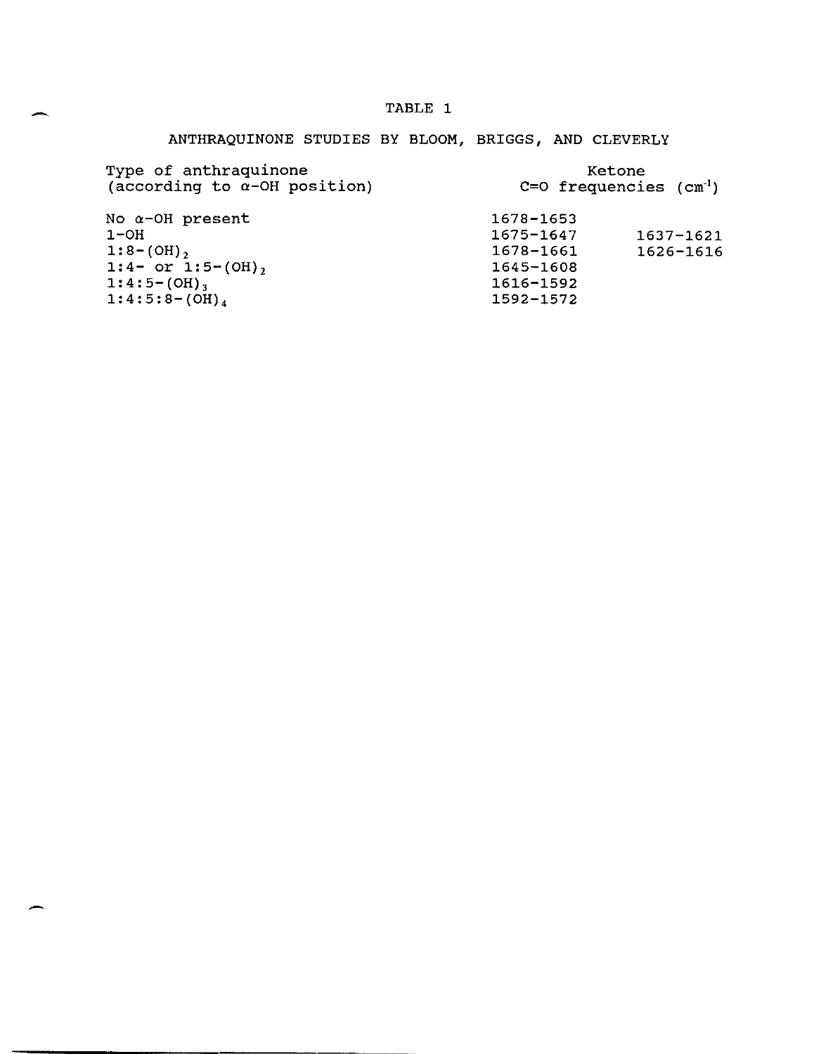TABLE 1

ANTHRAQUINONE STUDIES BY BLOOM, BRIGGS, AND CLEVERLY

| Type of anthraquinone (according to α-OH position) | Ketone C=O frequencies ($cm^{-1}$) | |
|---|---|---|
| No α-OH present | 1678-1653 | |
| 1-OH | 1675-1647 | 1637-1621 |
| 1:8-$(OH)_2$ | 1678-1661 | 1626-1616 |
| 1:4- or 1:5-$(OH)_2$ | 1645-1608 | |
| 1:4:5-$(OH)_3$ | 1616-1592 | |
| 1:4:5:8-$(OH)_4$ | 1592-1572 | |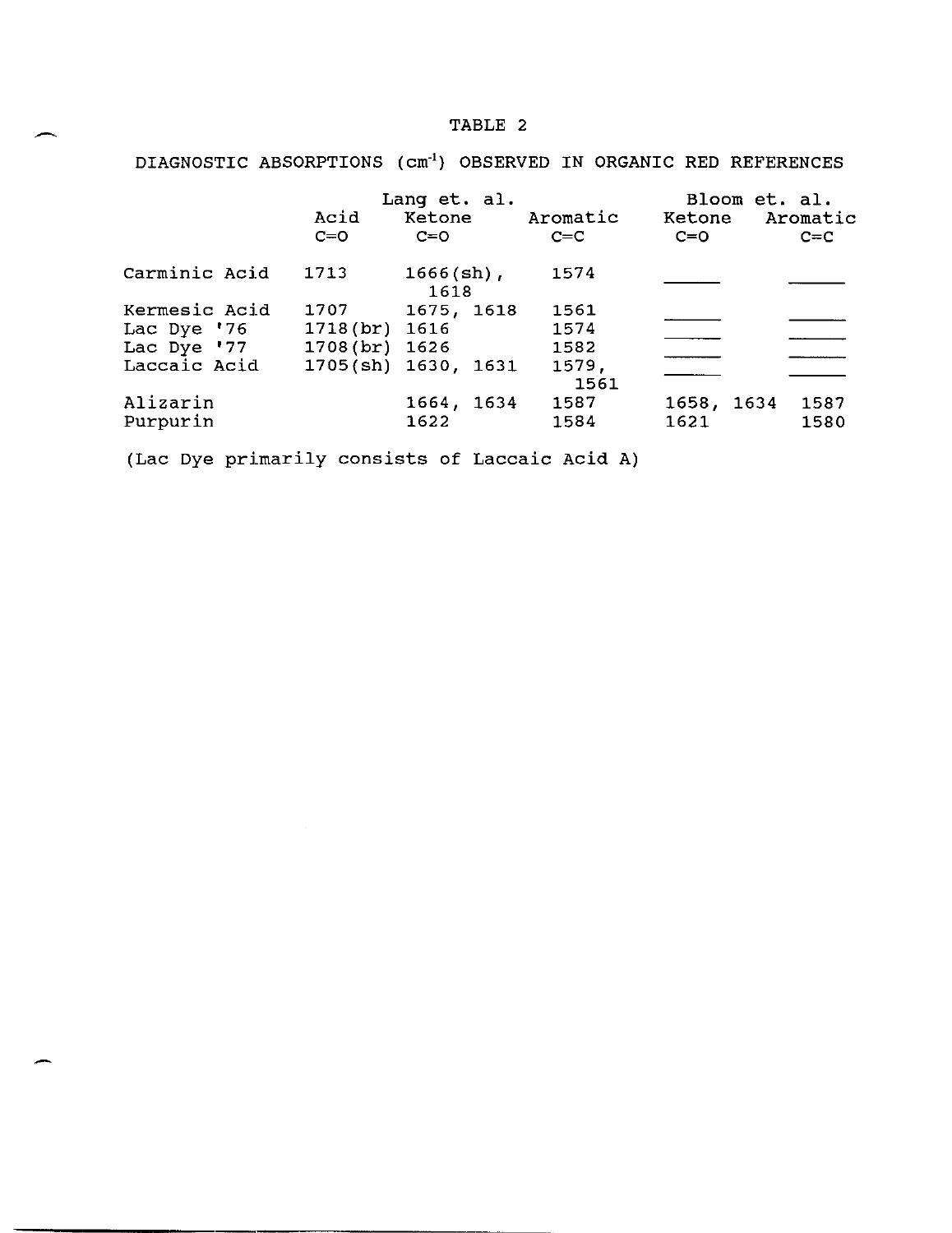# TABLE 2

DIAGNOSTIC ABSORPTIONS ($cm^{-1}$) OBSERVED IN ORGANIC RED REFERENCES

| | Lang et. al. | | | Bloom et. al. | |
|---|---|---|---|---|---|
| | Acid C=O | Ketone C=O | Aromatic C=C | Ketone C=O | Aromatic C=C |
| Carminic Acid | 1713 | 1666(sh), 1618 | 1574 | ______ | ______ |
| Kermesic Acid | 1707 | 1675, 1618 | 1561 | ______ | ______ |
| Lac Dye '76 | 1718(br) | 1616 | 1574 | ______ | ______ |
| Lac Dye '77 | 1708(br) | 1626 | 1582 | ______ | ______ |
| Laccaic Acid | 1705(sh) | 1630, 1631 | 1579, 1561 | ______ | ______ |
| Alizarin | | 1664, 1634 | 1587 | 1658, 1634 | 1587 |
| Purpurin | | 1622 | 1584 | 1621 | 1580 |

(Lac Dye primarily consists of Laccaic Acid A)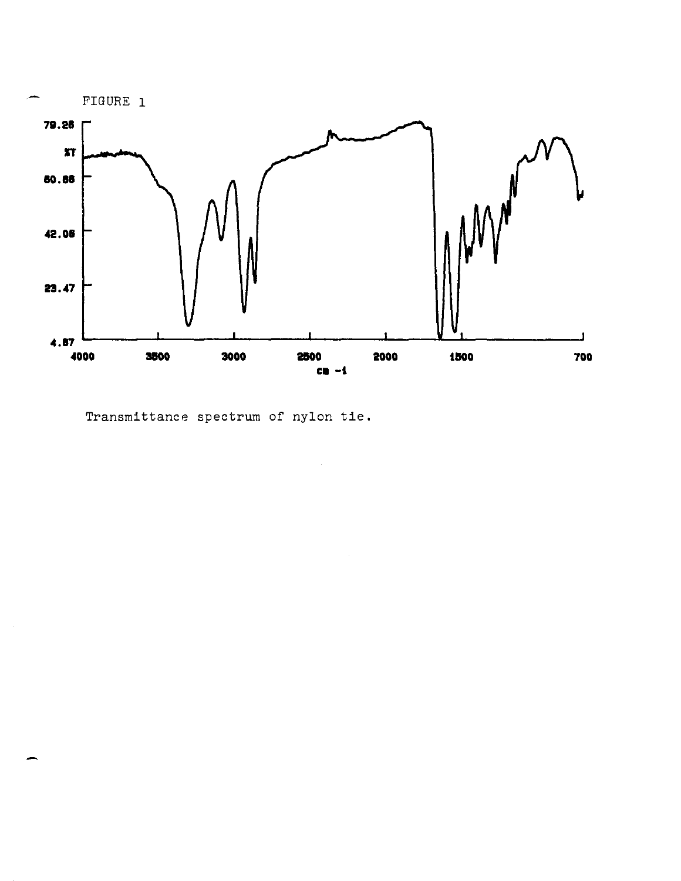FIGURE 1

Transmittance spectrum of nylon tie.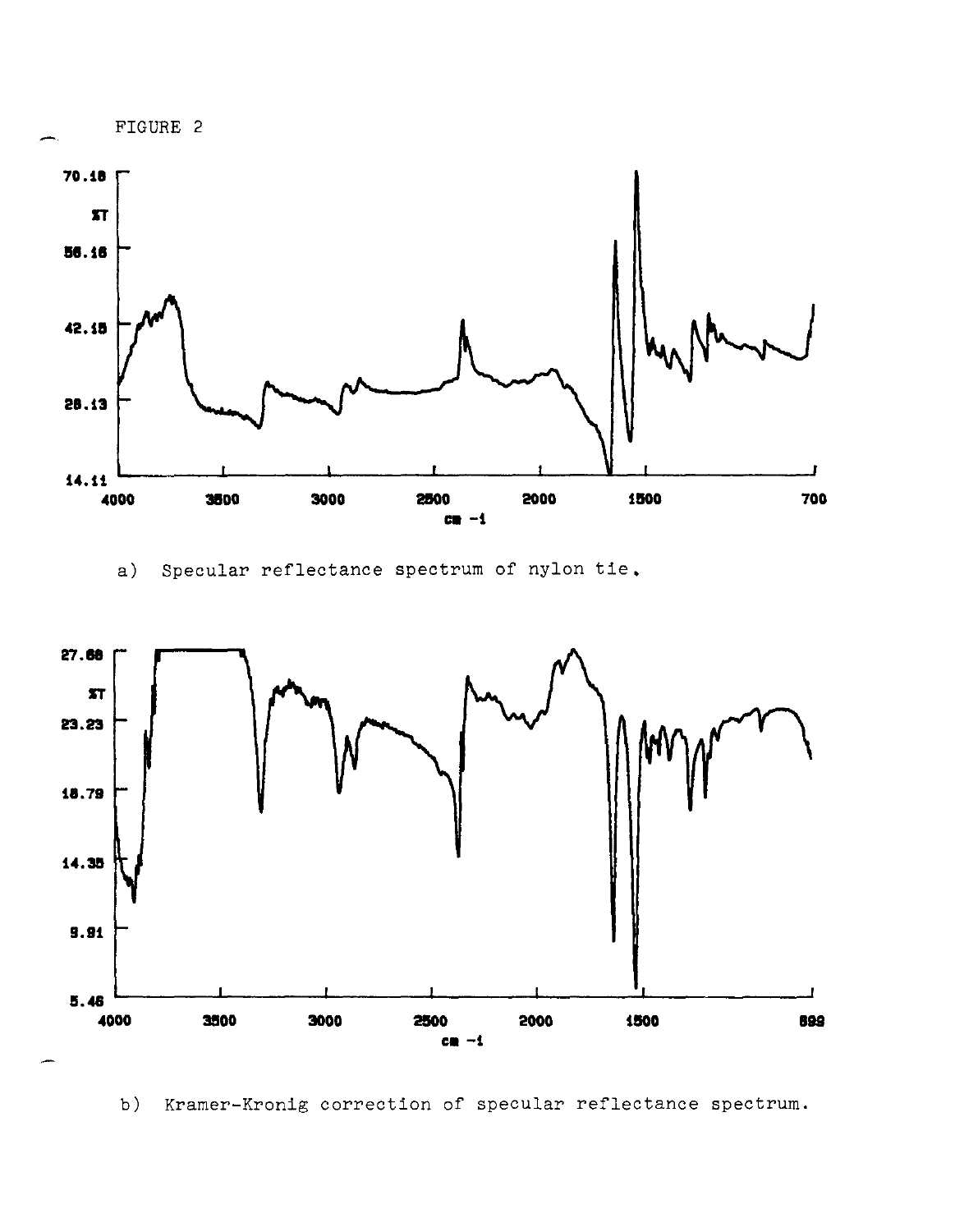FIGURE 2

a) Specular reflectance spectrum of nylon tie.

b) Kramer-Kronig correction of specular reflectance spectrum.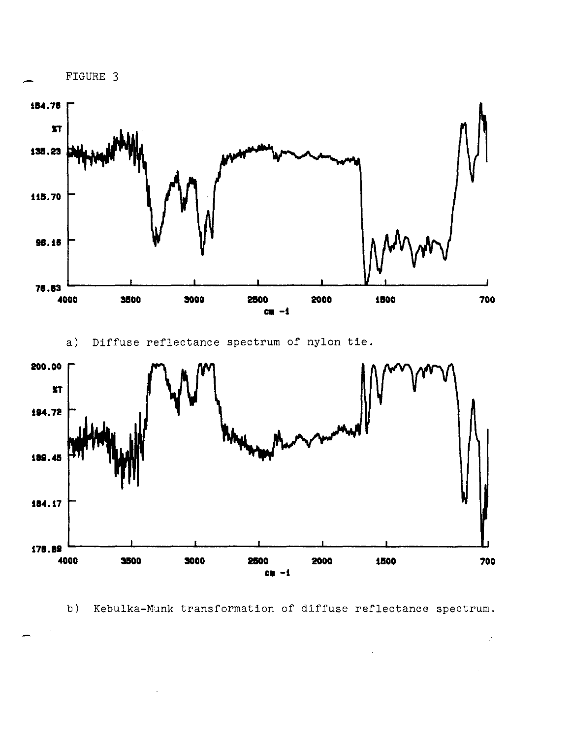FIGURE 3

a) Diffuse reflectance spectrum of nylon tie.

b) Kebulka-Munk transformation of diffuse reflectance spectrum.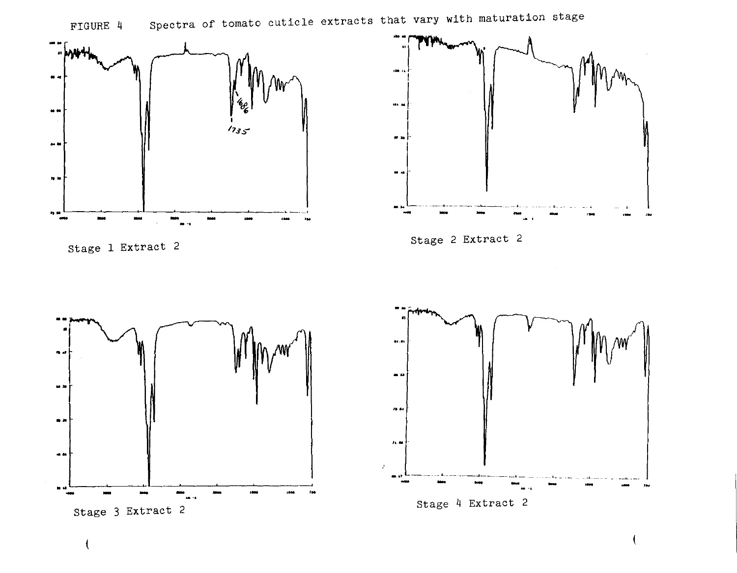FIGURE 4 Spectra of tomato cuticle extracts that vary with maturation stage

1686

1735

Stage 1 Extract 2

Stage 2 Extract 2

Stage 3 Extract 2

Stage 4 Extract 2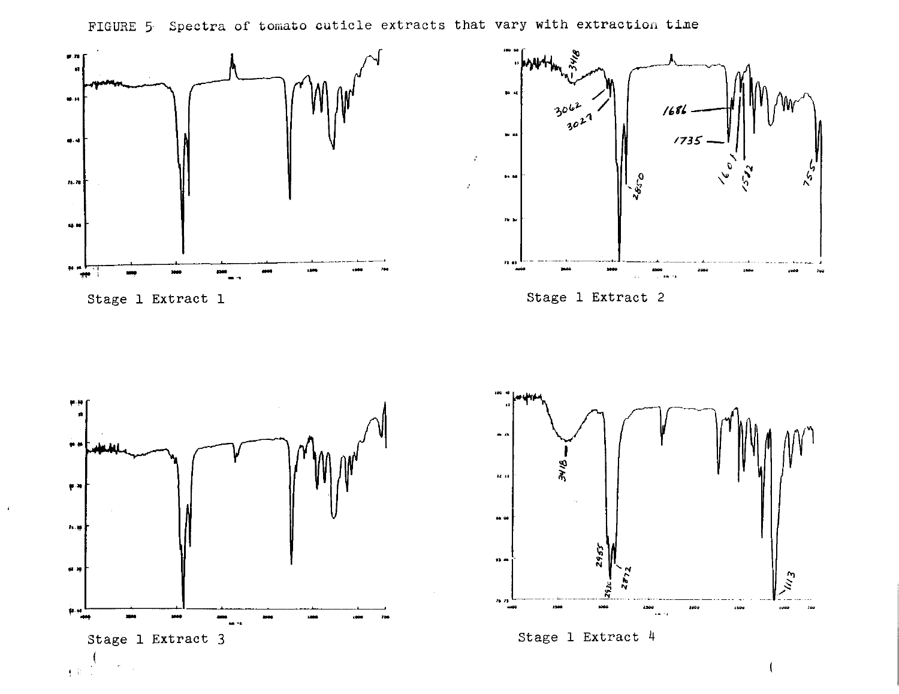FIGURE 5 Spectra of tomato cuticle extracts that vary with extraction time

Stage 1 Extract 1

Stage 1 Extract 2

Stage 1 Extract 3

Stage 1 Extract 4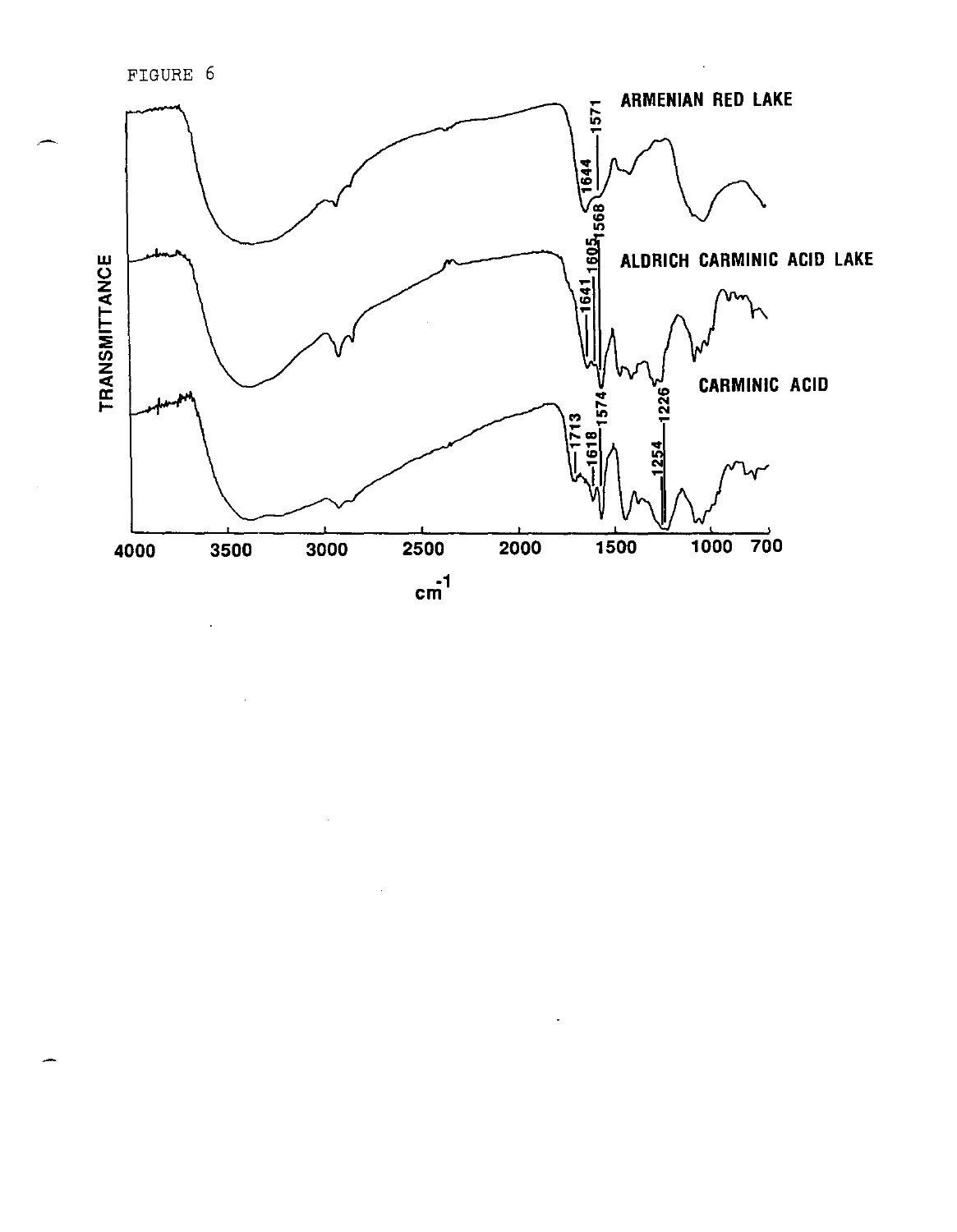FIGURE 6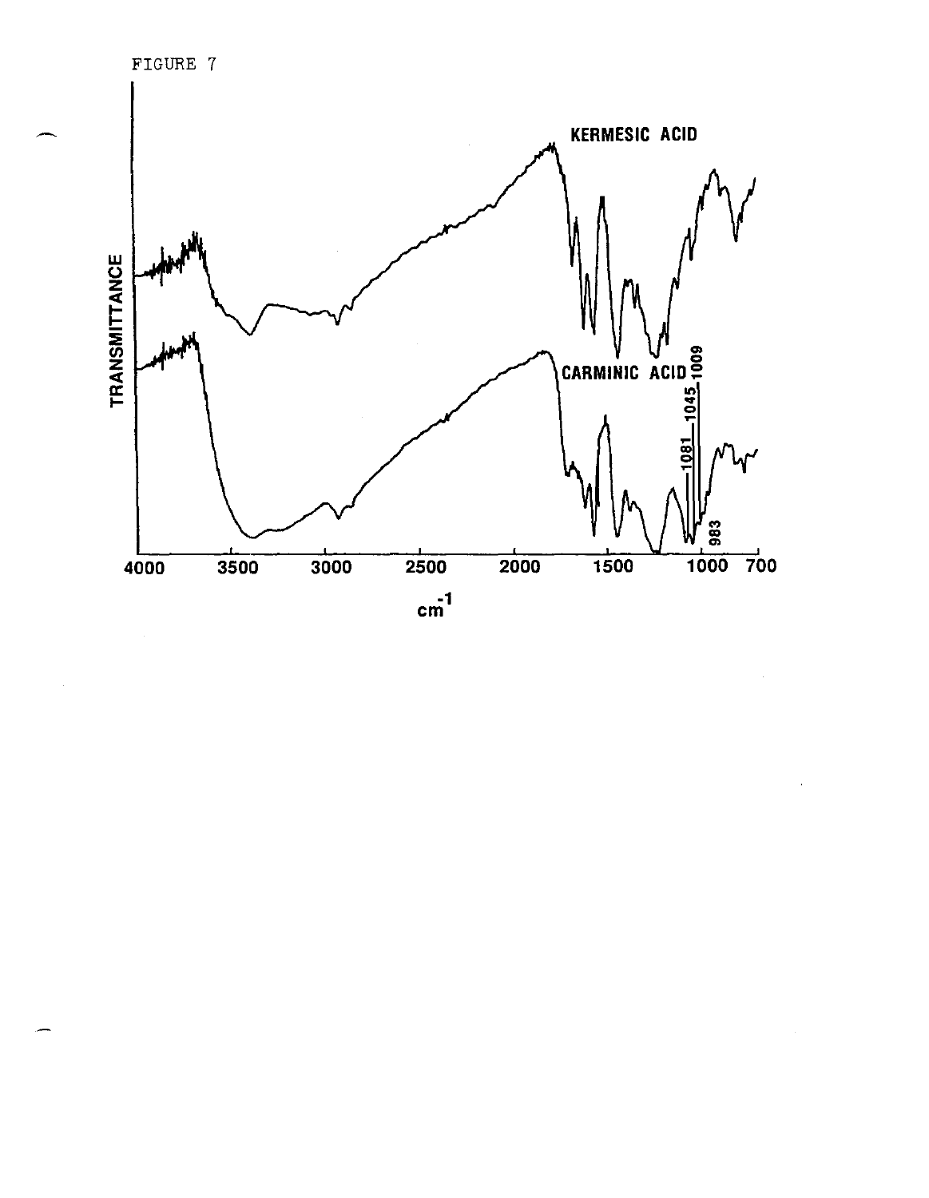FIGURE 7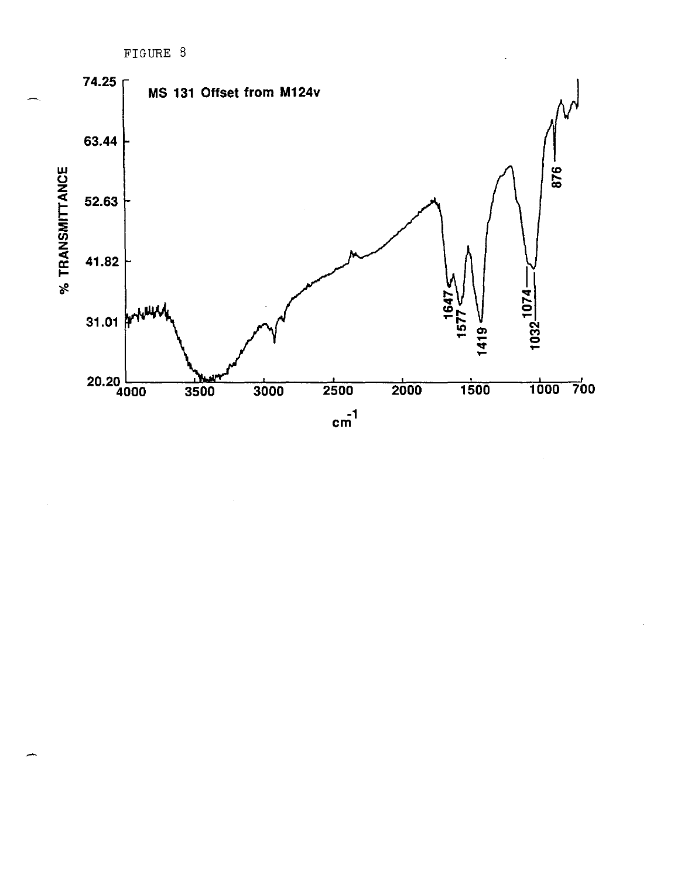FIGURE 8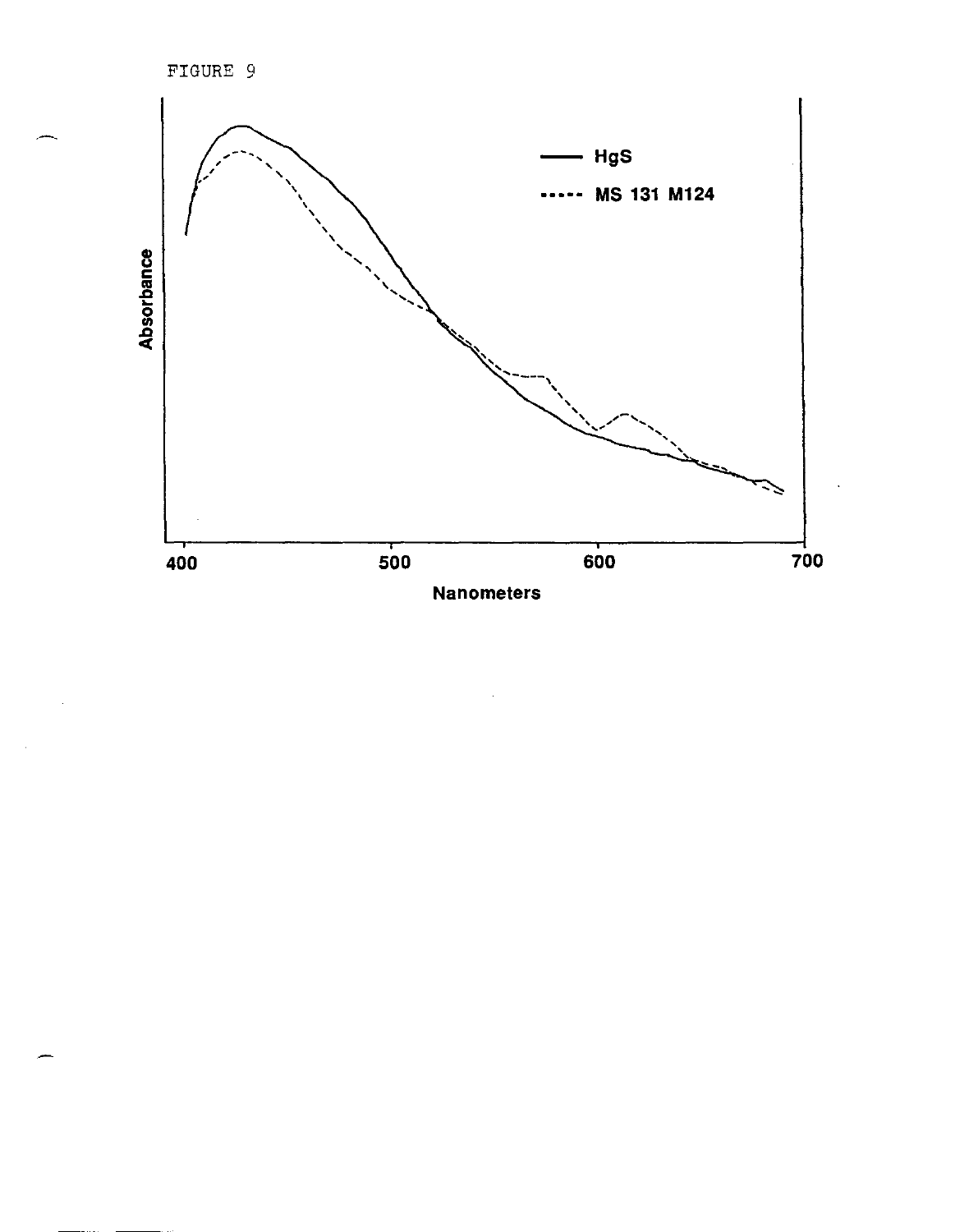FIGURE 9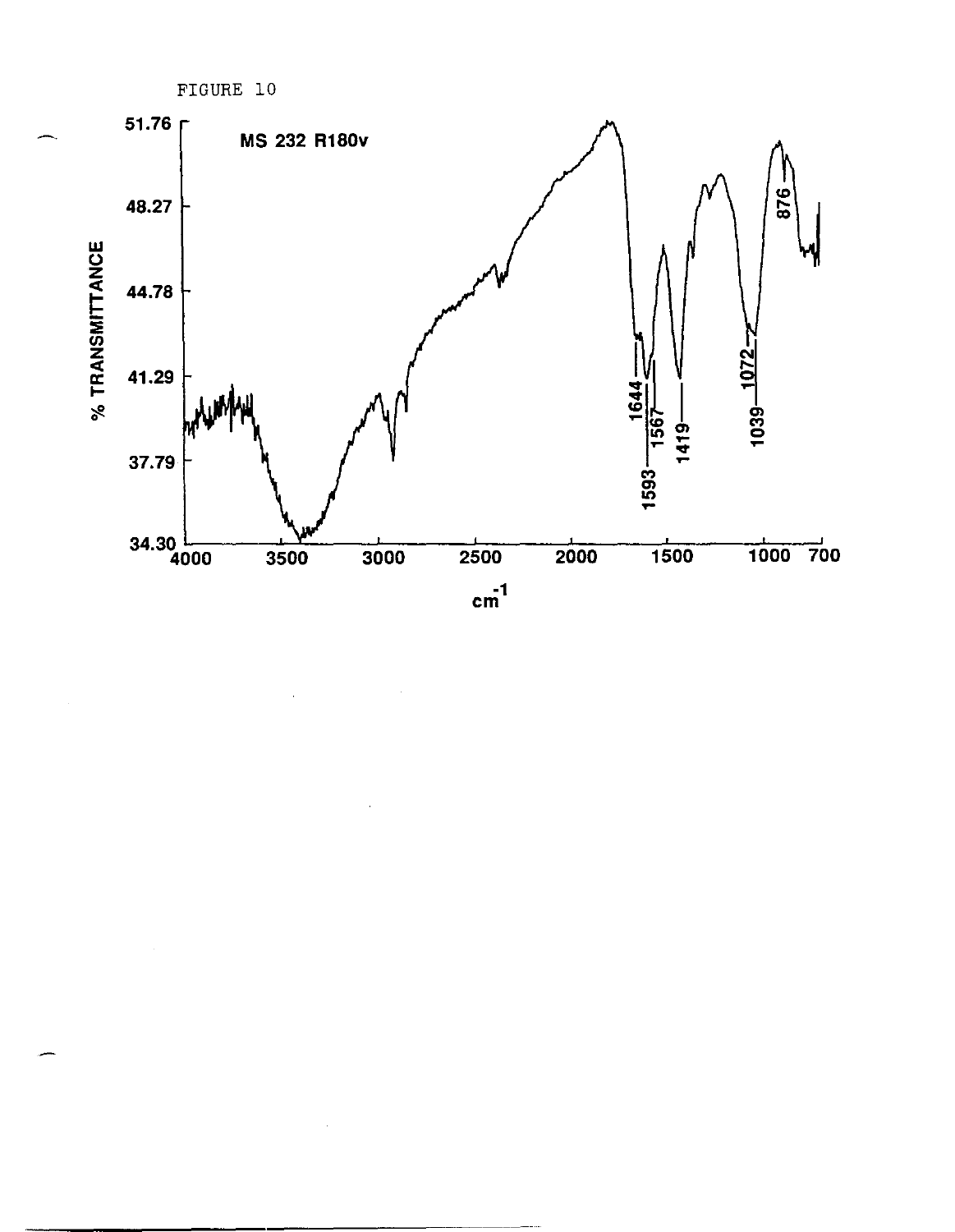FIGURE 10

MS 232 R180v

% TRANSMITTANCE

51.76

48.27

44.78

41.29

37.79

34.30

4000 3500 3000 2500 2000 1500 1000 700

$cm^{-1}$

1644

1593

1567

1419

1072

1039

876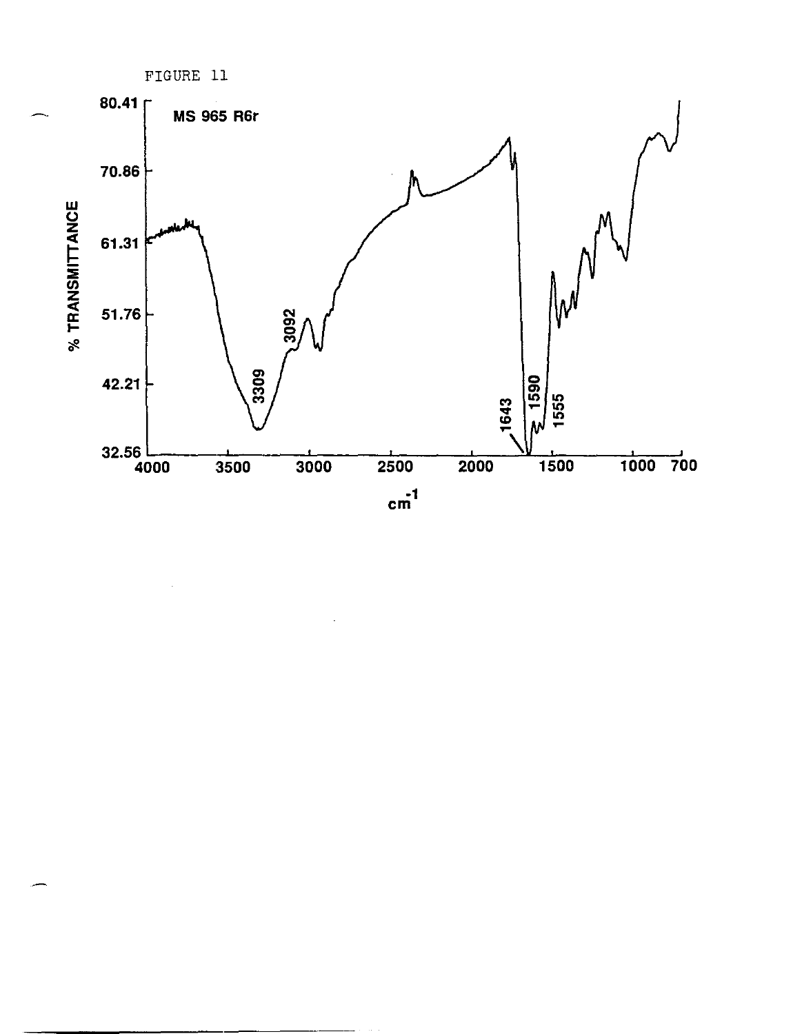FIGURE 11

MS 965 R6r

% TRANSMITTANCE

80.41
70.86
61.31
51.76
42.21
32.56

3309
3092
1643
1590
1555

4000 3500 3000 2500 2000 1500 1000 700

$cm^{-1}$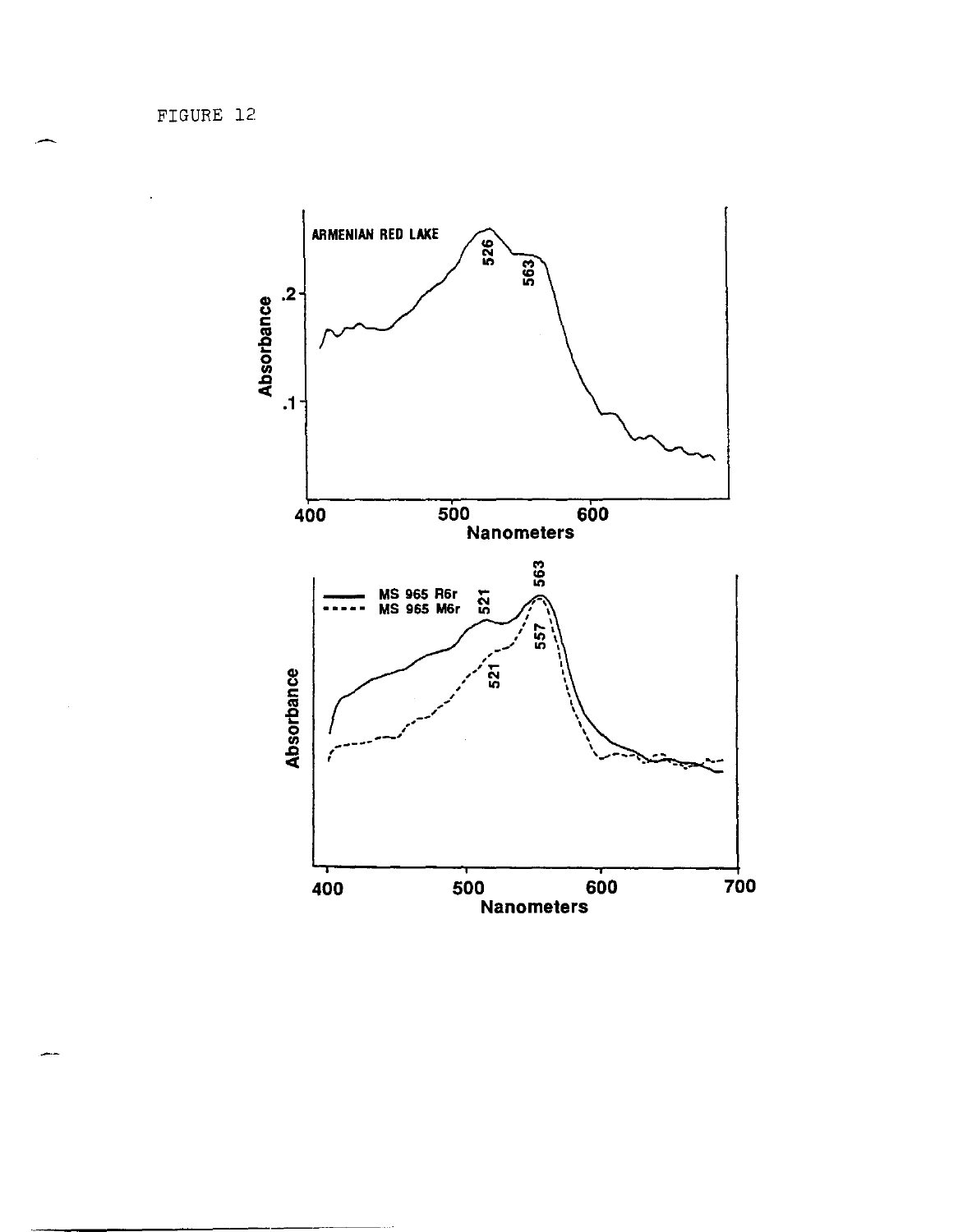FIGURE 12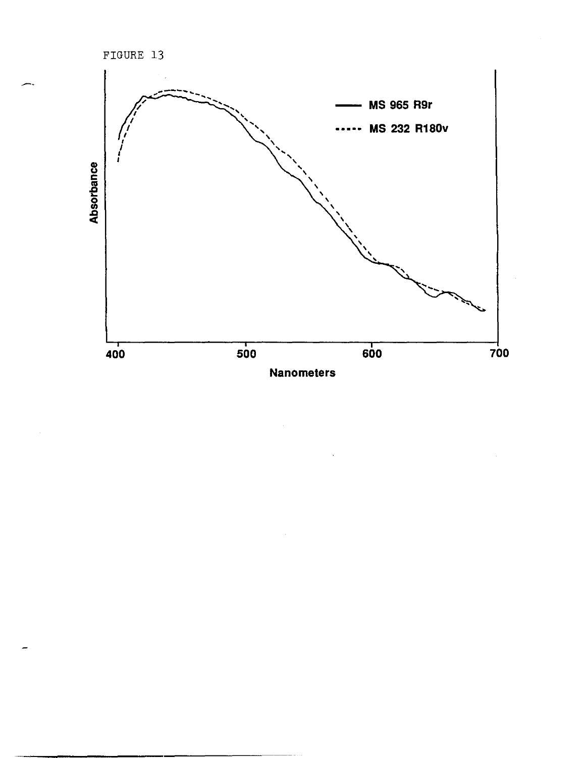FIGURE 13

Absorbance

Nanometers

400

500

600

700

MS 965 R9r

MS 232 R180v